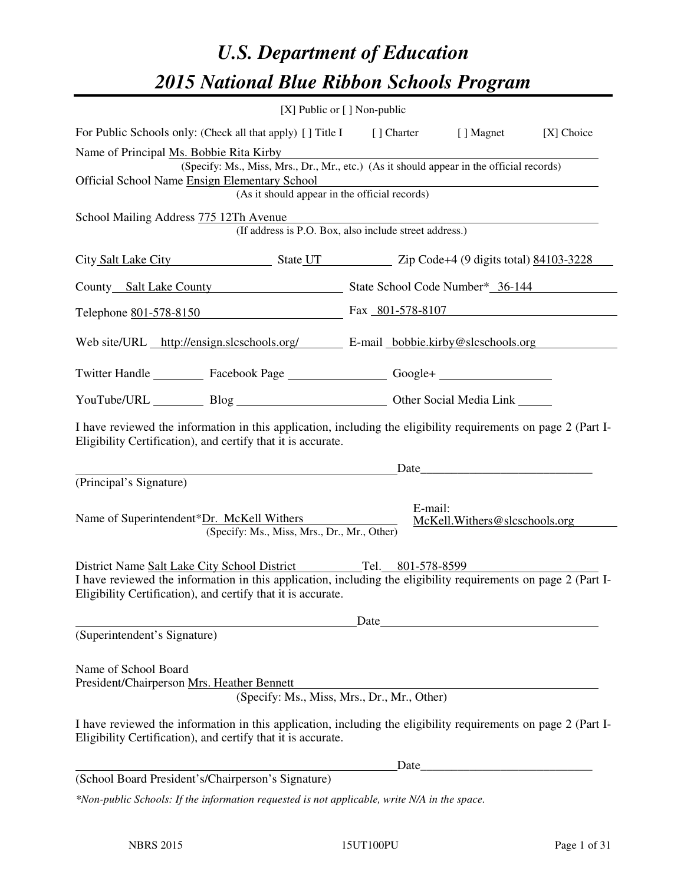# *U.S. Department of Education*
# *2015 National Blue Ribbon Schools Program*

[X] Public or [ ] Non-public

For Public Schools only: (Check all that apply) [ ] Title I [ ] Charter [ ] Magnet [X] Choice

Name of Principal Ms. Bobbie Rita Kirby
(Specify: Ms., Miss, Mrs., Dr., Mr., etc.) (As it should appear in the official records)

Official School Name Ensign Elementary School
(As it should appear in the official records)

School Mailing Address 775 12Th Avenue
(If address is P.O. Box, also include street address.)

City Salt Lake City State UT Zip Code+4 (9 digits total) 84103-3228

County Salt Lake County State School Code Number* 36-144

Telephone 801-578-8150 Fax 801-578-8107

Web site/URL http://ensign.slcschools.org/ E-mail bobbie.kirby@slcschools.org

Twitter Handle ________ Facebook Page ________ Google+ ________

YouTube/URL ________ Blog ________ Other Social Media Link ________

I have reviewed the information in this application, including the eligibility requirements on page 2 (Part I-Eligibility Certification), and certify that it is accurate.

_______________________________ Date_______________
(Principal's Signature)

Name of Superintendent*Dr. McKell Withers E-mail: McKell.Withers@slcschools.org
(Specify: Ms., Miss, Mrs., Dr., Mr., Other)

District Name Salt Lake City School District Tel. 801-578-8599

I have reviewed the information in this application, including the eligibility requirements on page 2 (Part I-Eligibility Certification), and certify that it is accurate.

_______________________________ Date_______________
(Superintendent's Signature)

Name of School Board
President/Chairperson Mrs. Heather Bennett
(Specify: Ms., Miss, Mrs., Dr., Mr., Other)

I have reviewed the information in this application, including the eligibility requirements on page 2 (Part I-Eligibility Certification), and certify that it is accurate.

_______________________________ Date_______________
(School Board President's/Chairperson's Signature)

*\*Non-public Schools: If the information requested is not applicable, write N/A in the space.*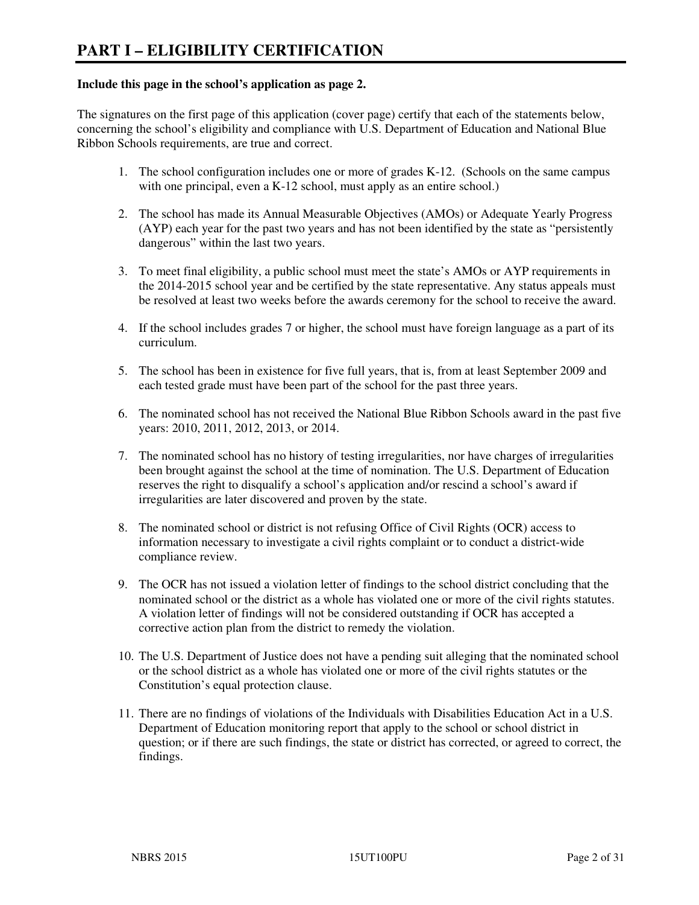# PART I – ELIGIBILITY CERTIFICATION

**Include this page in the school's application as page 2.**

The signatures on the first page of this application (cover page) certify that each of the statements below, concerning the school's eligibility and compliance with U.S. Department of Education and National Blue Ribbon Schools requirements, are true and correct.

1. The school configuration includes one or more of grades K-12. (Schools on the same campus with one principal, even a K-12 school, must apply as an entire school.)

2. The school has made its Annual Measurable Objectives (AMOs) or Adequate Yearly Progress (AYP) each year for the past two years and has not been identified by the state as "persistently dangerous" within the last two years.

3. To meet final eligibility, a public school must meet the state's AMOs or AYP requirements in the 2014-2015 school year and be certified by the state representative. Any status appeals must be resolved at least two weeks before the awards ceremony for the school to receive the award.

4. If the school includes grades 7 or higher, the school must have foreign language as a part of its curriculum.

5. The school has been in existence for five full years, that is, from at least September 2009 and each tested grade must have been part of the school for the past three years.

6. The nominated school has not received the National Blue Ribbon Schools award in the past five years: 2010, 2011, 2012, 2013, or 2014.

7. The nominated school has no history of testing irregularities, nor have charges of irregularities been brought against the school at the time of nomination. The U.S. Department of Education reserves the right to disqualify a school's application and/or rescind a school's award if irregularities are later discovered and proven by the state.

8. The nominated school or district is not refusing Office of Civil Rights (OCR) access to information necessary to investigate a civil rights complaint or to conduct a district-wide compliance review.

9. The OCR has not issued a violation letter of findings to the school district concluding that the nominated school or the district as a whole has violated one or more of the civil rights statutes. A violation letter of findings will not be considered outstanding if OCR has accepted a corrective action plan from the district to remedy the violation.

10. The U.S. Department of Justice does not have a pending suit alleging that the nominated school or the school district as a whole has violated one or more of the civil rights statutes or the Constitution's equal protection clause.

11. There are no findings of violations of the Individuals with Disabilities Education Act in a U.S. Department of Education monitoring report that apply to the school or school district in question; or if there are such findings, the state or district has corrected, or agreed to correct, the findings.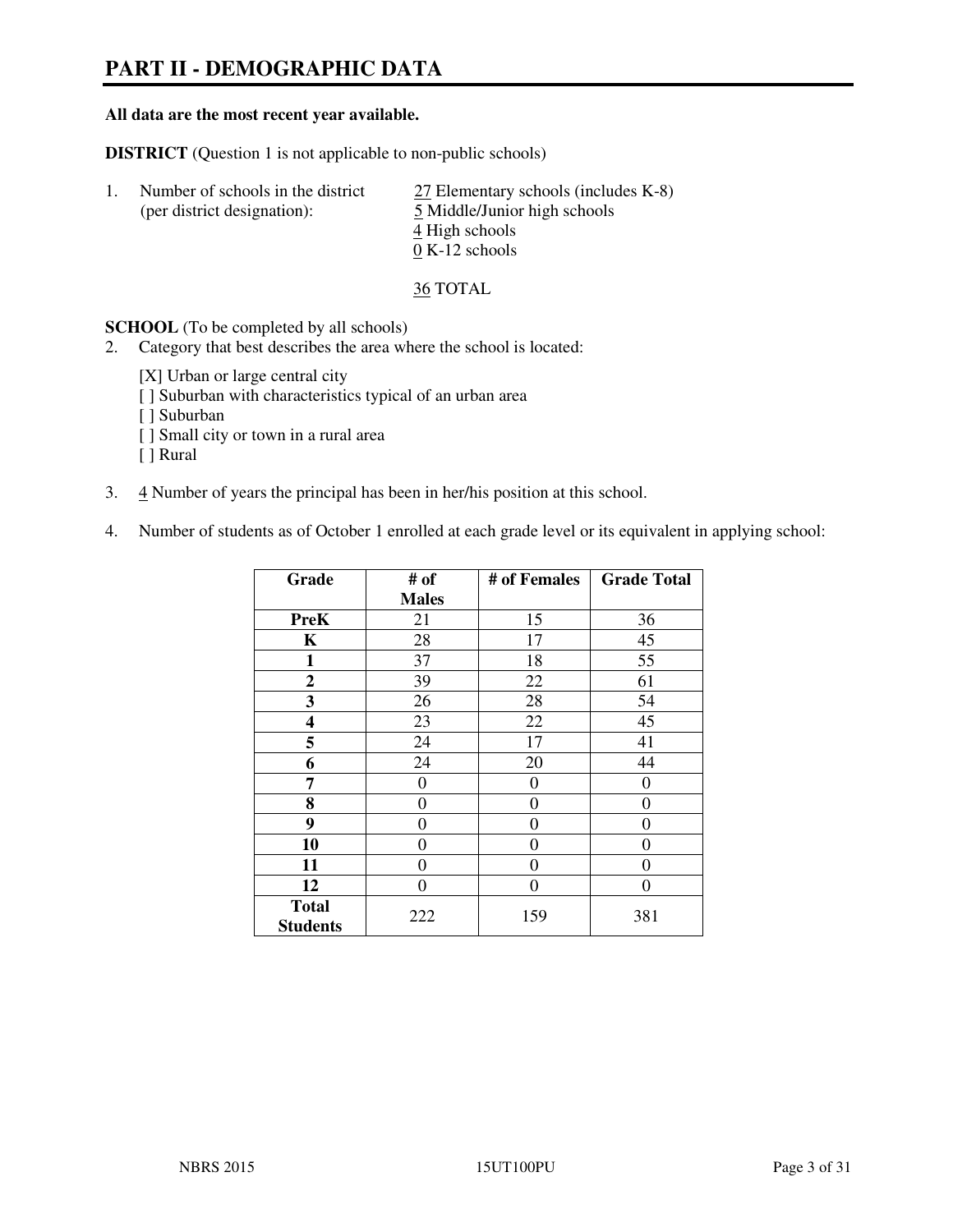# PART II - DEMOGRAPHIC DATA

**All data are the most recent year available.**

**DISTRICT** (Question 1 is not applicable to non-public schools)

1. Number of schools in the district (per district designation):
   - 27 Elementary schools (includes K-8)
   - 5 Middle/Junior high schools
   - 4 High schools
   - 0 K-12 schools

   36 TOTAL

**SCHOOL** (To be completed by all schools)

2. Category that best describes the area where the school is located:

   [X] Urban or large central city
   [ ] Suburban with characteristics typical of an urban area
   [ ] Suburban
   [ ] Small city or town in a rural area
   [ ] Rural

3. 4 Number of years the principal has been in her/his position at this school.

4. Number of students as of October 1 enrolled at each grade level or its equivalent in applying school:

| Grade | # of Males | # of Females | Grade Total |
|---|---|---|---|
| **PreK** | 21 | 15 | 36 |
| **K** | 28 | 17 | 45 |
| **1** | 37 | 18 | 55 |
| **2** | 39 | 22 | 61 |
| **3** | 26 | 28 | 54 |
| **4** | 23 | 22 | 45 |
| **5** | 24 | 17 | 41 |
| **6** | 24 | 20 | 44 |
| **7** | 0 | 0 | 0 |
| **8** | 0 | 0 | 0 |
| **9** | 0 | 0 | 0 |
| **10** | 0 | 0 | 0 |
| **11** | 0 | 0 | 0 |
| **12** | 0 | 0 | 0 |
| **Total Students** | 222 | 159 | 381 |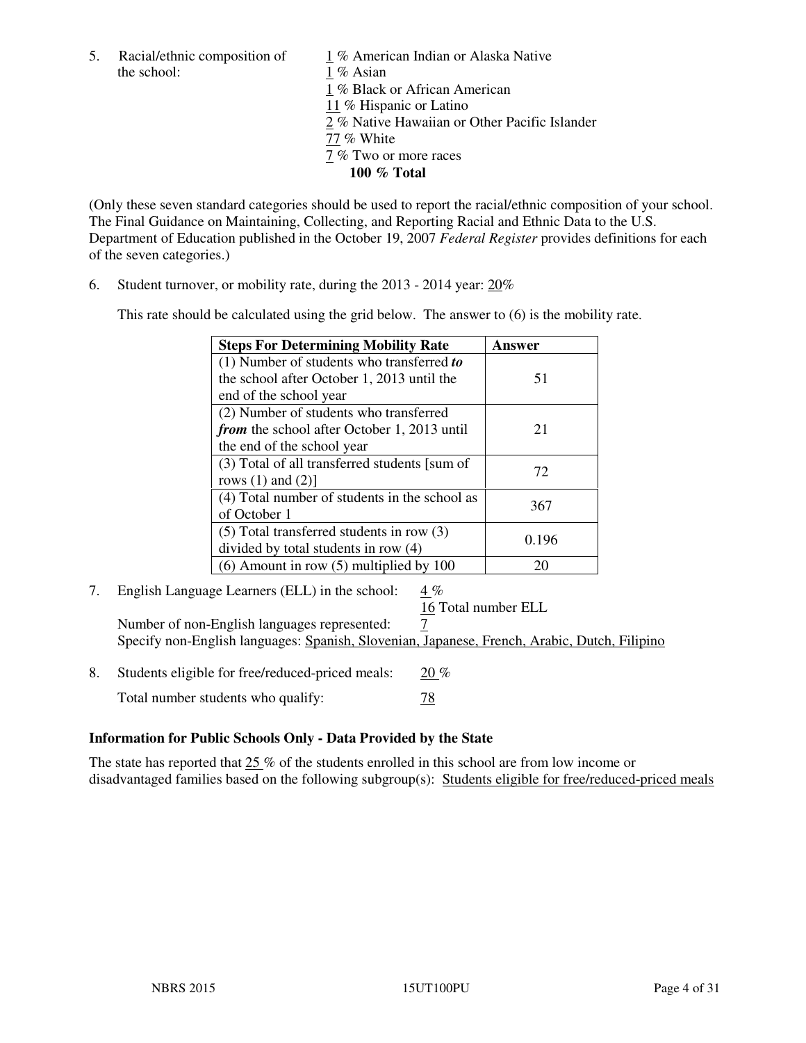5. Racial/ethnic composition of the school:

   1 % American Indian or Alaska Native
   1 % Asian
   1 % Black or African American
   11 % Hispanic or Latino
   2 % Native Hawaiian or Other Pacific Islander
   77 % White
   7 % Two or more races
   **100 % Total**

(Only these seven standard categories should be used to report the racial/ethnic composition of your school. The Final Guidance on Maintaining, Collecting, and Reporting Racial and Ethnic Data to the U.S. Department of Education published in the October 19, 2007 *Federal Register* provides definitions for each of the seven categories.)

6. Student turnover, or mobility rate, during the 2013 - 2014 year: 20%

   This rate should be calculated using the grid below. The answer to (6) is the mobility rate.

| **Steps For Determining Mobility Rate** | **Answer** |
|---|---|
| (1) Number of students who transferred ***to*** the school after October 1, 2013 until the end of the school year | 51 |
| (2) Number of students who transferred ***from*** the school after October 1, 2013 until the end of the school year | 21 |
| (3) Total of all transferred students [sum of rows (1) and (2)] | 72 |
| (4) Total number of students in the school as of October 1 | 367 |
| (5) Total transferred students in row (3) divided by total students in row (4) | 0.196 |
| (6) Amount in row (5) multiplied by 100 | 20 |

7. English Language Learners (ELL) in the school: 4 %
   16 Total number ELL
   Number of non-English languages represented: 7
   Specify non-English languages: Spanish, Slovenian, Japanese, French, Arabic, Dutch, Filipino

8. Students eligible for free/reduced-priced meals: 20 %
   Total number students who qualify: 78

**Information for Public Schools Only - Data Provided by the State**

The state has reported that 25 % of the students enrolled in this school are from low income or disadvantaged families based on the following subgroup(s): Students eligible for free/reduced-priced meals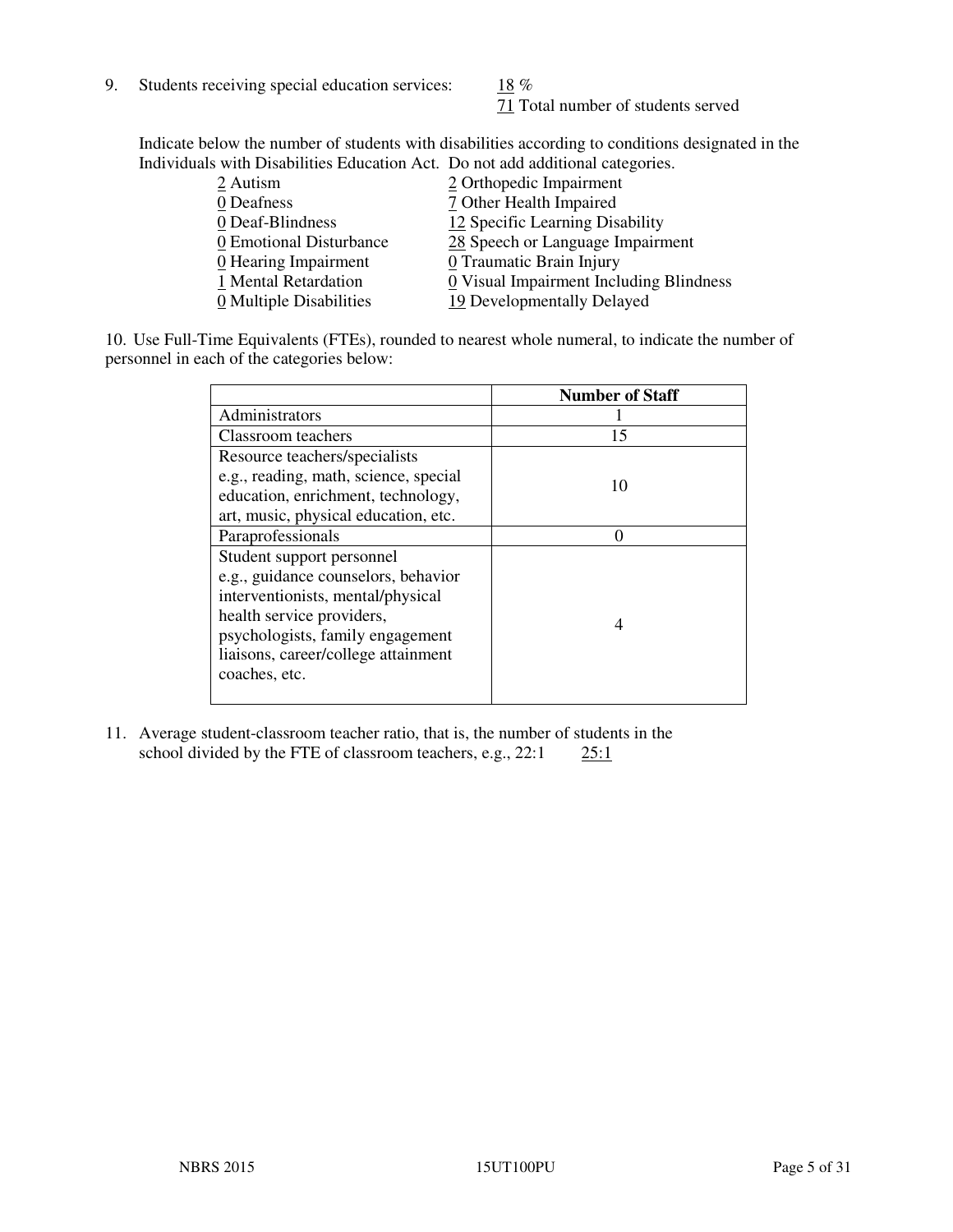9. Students receiving special education services: 18 %
   71 Total number of students served

   Indicate below the number of students with disabilities according to conditions designated in the Individuals with Disabilities Education Act. Do not add additional categories.

   2 Autism
   0 Deafness
   0 Deaf-Blindness
   0 Emotional Disturbance
   0 Hearing Impairment
   1 Mental Retardation
   0 Multiple Disabilities
   2 Orthopedic Impairment
   7 Other Health Impaired
   12 Specific Learning Disability
   28 Speech or Language Impairment
   0 Traumatic Brain Injury
   0 Visual Impairment Including Blindness
   19 Developmentally Delayed

10. Use Full-Time Equivalents (FTEs), rounded to nearest whole numeral, to indicate the number of personnel in each of the categories below:

| | Number of Staff |
|---|---|
| Administrators | 1 |
| Classroom teachers | 15 |
| Resource teachers/specialists e.g., reading, math, science, special education, enrichment, technology, art, music, physical education, etc. | 10 |
| Paraprofessionals | 0 |
| Student support personnel e.g., guidance counselors, behavior interventionists, mental/physical health service providers, psychologists, family engagement liaisons, career/college attainment coaches, etc. | 4 |

11. Average student-classroom teacher ratio, that is, the number of students in the school divided by the FTE of classroom teachers, e.g., 22:1 25:1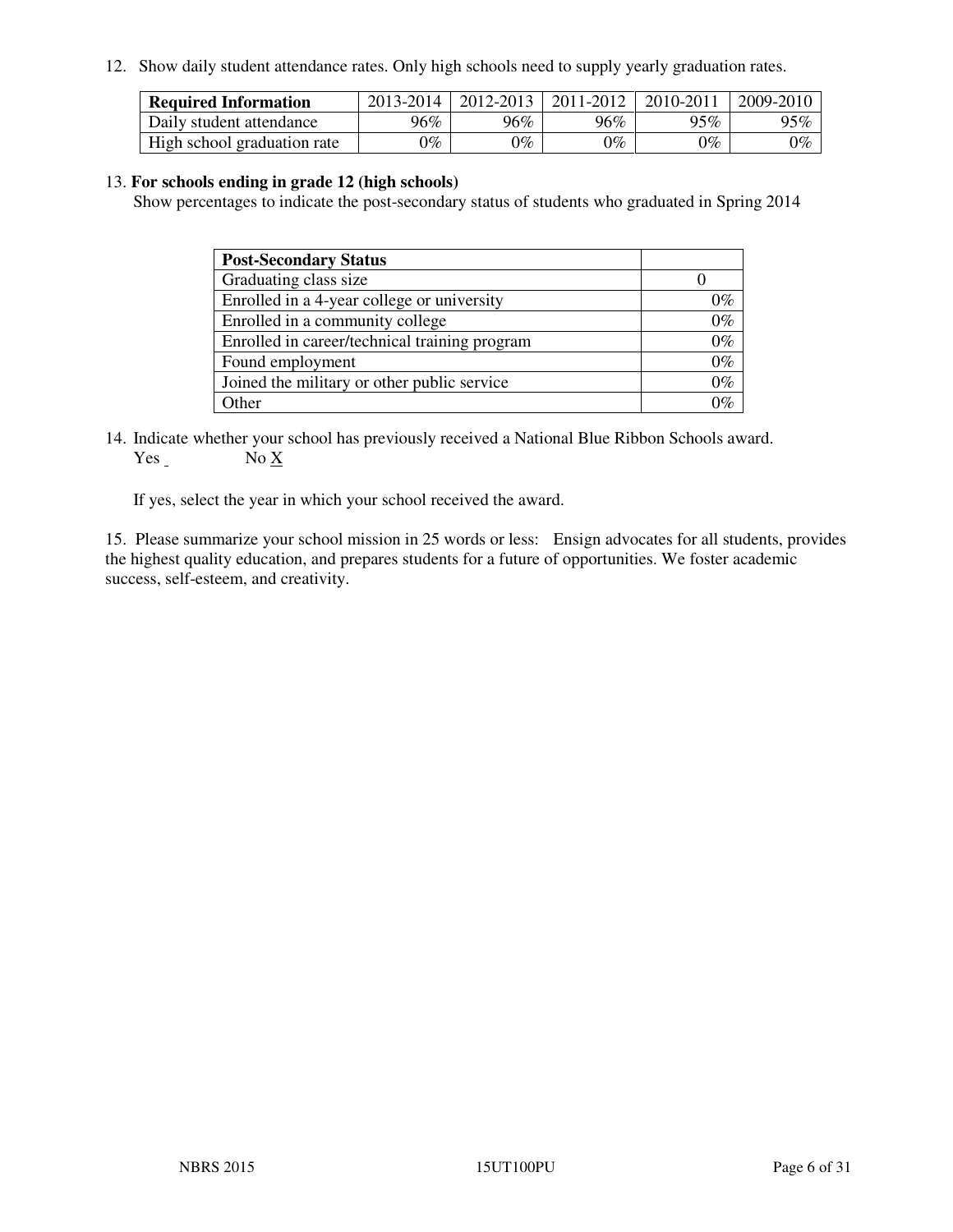12. Show daily student attendance rates. Only high schools need to supply yearly graduation rates.

| **Required Information** | 2013-2014 | 2012-2013 | 2011-2012 | 2010-2011 | 2009-2010 |
|---|---|---|---|---|---|
| Daily student attendance | 96% | 96% | 96% | 95% | 95% |
| High school graduation rate | 0% | 0% | 0% | 0% | 0% |

13. **For schools ending in grade 12 (high schools)**
Show percentages to indicate the post-secondary status of students who graduated in Spring 2014

| **Post-Secondary Status** | |
|---|---|
| Graduating class size | 0 |
| Enrolled in a 4-year college or university | 0% |
| Enrolled in a community college | 0% |
| Enrolled in career/technical training program | 0% |
| Found employment | 0% |
| Joined the military or other public service | 0% |
| Other | 0% |

14. Indicate whether your school has previously received a National Blue Ribbon Schools award.
Yes _ No X

If yes, select the year in which your school received the award.

15. Please summarize your school mission in 25 words or less: Ensign advocates for all students, provides the highest quality education, and prepares students for a future of opportunities. We foster academic success, self-esteem, and creativity.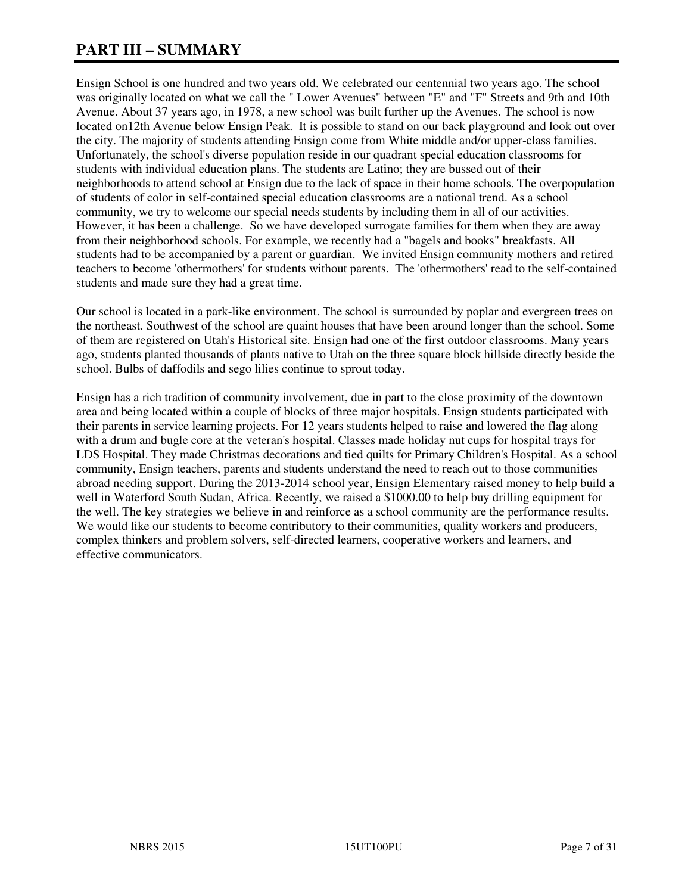# PART III – SUMMARY

Ensign School is one hundred and two years old. We celebrated our centennial two years ago. The school was originally located on what we call the " Lower Avenues" between "E" and "F" Streets and 9th and 10th Avenue. About 37 years ago, in 1978, a new school was built further up the Avenues. The school is now located on12th Avenue below Ensign Peak. It is possible to stand on our back playground and look out over the city. The majority of students attending Ensign come from White middle and/or upper-class families. Unfortunately, the school's diverse population reside in our quadrant special education classrooms for students with individual education plans. The students are Latino; they are bussed out of their neighborhoods to attend school at Ensign due to the lack of space in their home schools. The overpopulation of students of color in self-contained special education classrooms are a national trend. As a school community, we try to welcome our special needs students by including them in all of our activities. However, it has been a challenge. So we have developed surrogate families for them when they are away from their neighborhood schools. For example, we recently had a "bagels and books" breakfasts. All students had to be accompanied by a parent or guardian. We invited Ensign community mothers and retired teachers to become 'othermothers' for students without parents. The 'othermothers' read to the self-contained students and made sure they had a great time.

Our school is located in a park-like environment. The school is surrounded by poplar and evergreen trees on the northeast. Southwest of the school are quaint houses that have been around longer than the school. Some of them are registered on Utah's Historical site. Ensign had one of the first outdoor classrooms. Many years ago, students planted thousands of plants native to Utah on the three square block hillside directly beside the school. Bulbs of daffodils and sego lilies continue to sprout today.

Ensign has a rich tradition of community involvement, due in part to the close proximity of the downtown area and being located within a couple of blocks of three major hospitals. Ensign students participated with their parents in service learning projects. For 12 years students helped to raise and lowered the flag along with a drum and bugle core at the veteran's hospital. Classes made holiday nut cups for hospital trays for LDS Hospital. They made Christmas decorations and tied quilts for Primary Children's Hospital. As a school community, Ensign teachers, parents and students understand the need to reach out to those communities abroad needing support. During the 2013-2014 school year, Ensign Elementary raised money to help build a well in Waterford South Sudan, Africa. Recently, we raised a $1000.00 to help buy drilling equipment for the well. The key strategies we believe in and reinforce as a school community are the performance results. We would like our students to become contributory to their communities, quality workers and producers, complex thinkers and problem solvers, self-directed learners, cooperative workers and learners, and effective communicators.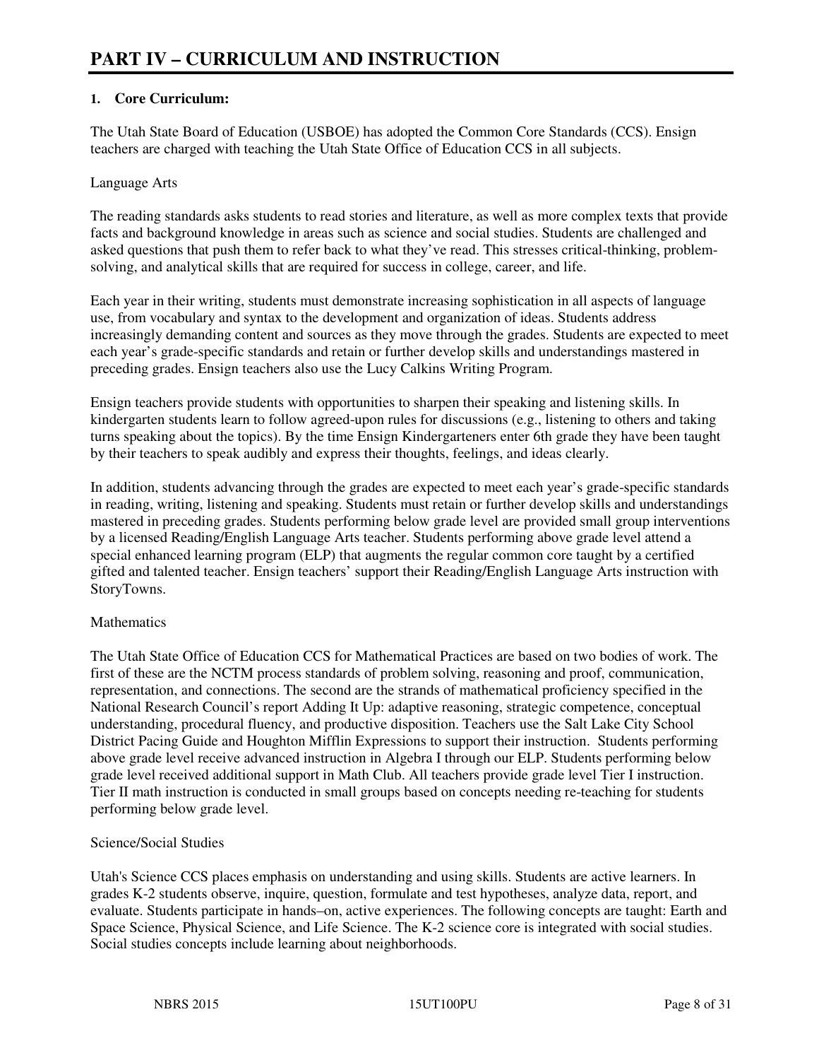# PART IV – CURRICULUM AND INSTRUCTION

**1. Core Curriculum:**

The Utah State Board of Education (USBOE) has adopted the Common Core Standards (CCS). Ensign teachers are charged with teaching the Utah State Office of Education CCS in all subjects.

Language Arts

The reading standards asks students to read stories and literature, as well as more complex texts that provide facts and background knowledge in areas such as science and social studies. Students are challenged and asked questions that push them to refer back to what they've read. This stresses critical-thinking, problem-solving, and analytical skills that are required for success in college, career, and life.

Each year in their writing, students must demonstrate increasing sophistication in all aspects of language use, from vocabulary and syntax to the development and organization of ideas. Students address increasingly demanding content and sources as they move through the grades. Students are expected to meet each year's grade-specific standards and retain or further develop skills and understandings mastered in preceding grades. Ensign teachers also use the Lucy Calkins Writing Program.

Ensign teachers provide students with opportunities to sharpen their speaking and listening skills. In kindergarten students learn to follow agreed-upon rules for discussions (e.g., listening to others and taking turns speaking about the topics). By the time Ensign Kindergarteners enter 6th grade they have been taught by their teachers to speak audibly and express their thoughts, feelings, and ideas clearly.

In addition, students advancing through the grades are expected to meet each year's grade-specific standards in reading, writing, listening and speaking. Students must retain or further develop skills and understandings mastered in preceding grades. Students performing below grade level are provided small group interventions by a licensed Reading/English Language Arts teacher. Students performing above grade level attend a special enhanced learning program (ELP) that augments the regular common core taught by a certified gifted and talented teacher. Ensign teachers' support their Reading/English Language Arts instruction with StoryTowns.

Mathematics

The Utah State Office of Education CCS for Mathematical Practices are based on two bodies of work. The first of these are the NCTM process standards of problem solving, reasoning and proof, communication, representation, and connections. The second are the strands of mathematical proficiency specified in the National Research Council's report Adding It Up: adaptive reasoning, strategic competence, conceptual understanding, procedural fluency, and productive disposition. Teachers use the Salt Lake City School District Pacing Guide and Houghton Mifflin Expressions to support their instruction. Students performing above grade level receive advanced instruction in Algebra I through our ELP. Students performing below grade level received additional support in Math Club. All teachers provide grade level Tier I instruction. Tier II math instruction is conducted in small groups based on concepts needing re-teaching for students performing below grade level.

Science/Social Studies

Utah's Science CCS places emphasis on understanding and using skills. Students are active learners. In grades K-2 students observe, inquire, question, formulate and test hypotheses, analyze data, report, and evaluate. Students participate in hands–on, active experiences. The following concepts are taught: Earth and Space Science, Physical Science, and Life Science. The K-2 science core is integrated with social studies. Social studies concepts include learning about neighborhoods.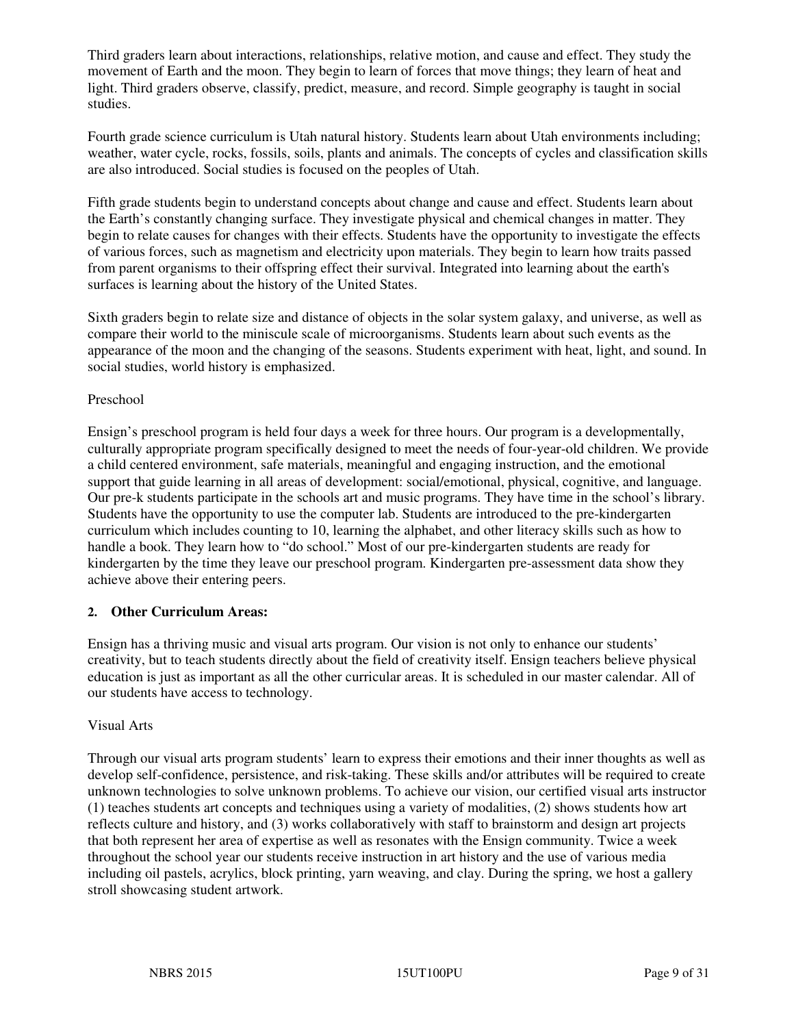Third graders learn about interactions, relationships, relative motion, and cause and effect. They study the movement of Earth and the moon. They begin to learn of forces that move things; they learn of heat and light. Third graders observe, classify, predict, measure, and record. Simple geography is taught in social studies.

Fourth grade science curriculum is Utah natural history. Students learn about Utah environments including; weather, water cycle, rocks, fossils, soils, plants and animals. The concepts of cycles and classification skills are also introduced. Social studies is focused on the peoples of Utah.

Fifth grade students begin to understand concepts about change and cause and effect. Students learn about the Earth's constantly changing surface. They investigate physical and chemical changes in matter. They begin to relate causes for changes with their effects. Students have the opportunity to investigate the effects of various forces, such as magnetism and electricity upon materials. They begin to learn how traits passed from parent organisms to their offspring effect their survival. Integrated into learning about the earth's surfaces is learning about the history of the United States.

Sixth graders begin to relate size and distance of objects in the solar system galaxy, and universe, as well as compare their world to the miniscule scale of microorganisms. Students learn about such events as the appearance of the moon and the changing of the seasons. Students experiment with heat, light, and sound. In social studies, world history is emphasized.

Preschool

Ensign's preschool program is held four days a week for three hours. Our program is a developmentally, culturally appropriate program specifically designed to meet the needs of four-year-old children. We provide a child centered environment, safe materials, meaningful and engaging instruction, and the emotional support that guide learning in all areas of development: social/emotional, physical, cognitive, and language. Our pre-k students participate in the schools art and music programs. They have time in the school's library. Students have the opportunity to use the computer lab. Students are introduced to the pre-kindergarten curriculum which includes counting to 10, learning the alphabet, and other literacy skills such as how to handle a book. They learn how to "do school." Most of our pre-kindergarten students are ready for kindergarten by the time they leave our preschool program. Kindergarten pre-assessment data show they achieve above their entering peers.

**2. Other Curriculum Areas:**

Ensign has a thriving music and visual arts program. Our vision is not only to enhance our students' creativity, but to teach students directly about the field of creativity itself. Ensign teachers believe physical education is just as important as all the other curricular areas. It is scheduled in our master calendar. All of our students have access to technology.

Visual Arts

Through our visual arts program students' learn to express their emotions and their inner thoughts as well as develop self-confidence, persistence, and risk-taking. These skills and/or attributes will be required to create unknown technologies to solve unknown problems. To achieve our vision, our certified visual arts instructor (1) teaches students art concepts and techniques using a variety of modalities, (2) shows students how art reflects culture and history, and (3) works collaboratively with staff to brainstorm and design art projects that both represent her area of expertise as well as resonates with the Ensign community. Twice a week throughout the school year our students receive instruction in art history and the use of various media including oil pastels, acrylics, block printing, yarn weaving, and clay. During the spring, we host a gallery stroll showcasing student artwork.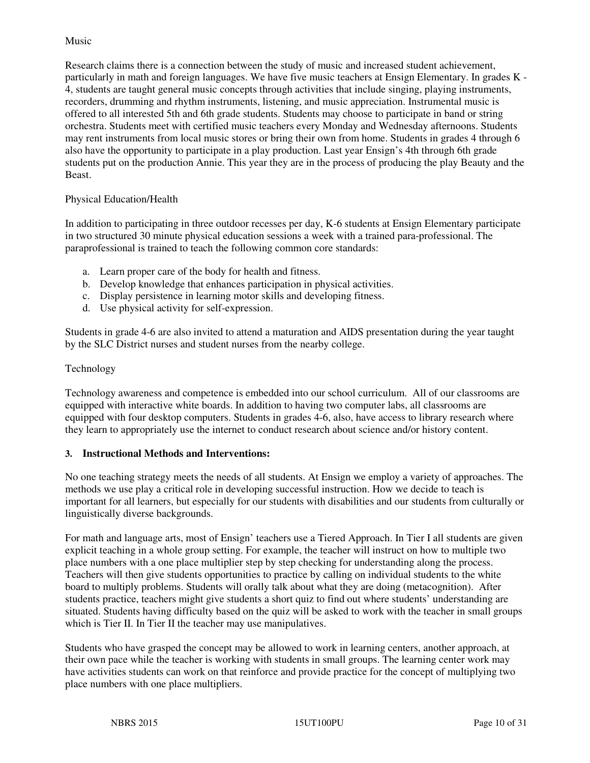Music

Research claims there is a connection between the study of music and increased student achievement, particularly in math and foreign languages. We have five music teachers at Ensign Elementary. In grades K - 4, students are taught general music concepts through activities that include singing, playing instruments, recorders, drumming and rhythm instruments, listening, and music appreciation. Instrumental music is offered to all interested 5th and 6th grade students. Students may choose to participate in band or string orchestra. Students meet with certified music teachers every Monday and Wednesday afternoons. Students may rent instruments from local music stores or bring their own from home. Students in grades 4 through 6 also have the opportunity to participate in a play production. Last year Ensign's 4th through 6th grade students put on the production Annie. This year they are in the process of producing the play Beauty and the Beast.

Physical Education/Health

In addition to participating in three outdoor recesses per day, K-6 students at Ensign Elementary participate in two structured 30 minute physical education sessions a week with a trained para-professional. The paraprofessional is trained to teach the following common core standards:

a. Learn proper care of the body for health and fitness.
b. Develop knowledge that enhances participation in physical activities.
c. Display persistence in learning motor skills and developing fitness.
d. Use physical activity for self-expression.

Students in grade 4-6 are also invited to attend a maturation and AIDS presentation during the year taught by the SLC District nurses and student nurses from the nearby college.

Technology

Technology awareness and competence is embedded into our school curriculum. All of our classrooms are equipped with interactive white boards. In addition to having two computer labs, all classrooms are equipped with four desktop computers. Students in grades 4-6, also, have access to library research where they learn to appropriately use the internet to conduct research about science and/or history content.

### 3. Instructional Methods and Interventions:

No one teaching strategy meets the needs of all students. At Ensign we employ a variety of approaches. The methods we use play a critical role in developing successful instruction. How we decide to teach is important for all learners, but especially for our students with disabilities and our students from culturally or linguistically diverse backgrounds.

For math and language arts, most of Ensign' teachers use a Tiered Approach. In Tier I all students are given explicit teaching in a whole group setting. For example, the teacher will instruct on how to multiple two place numbers with a one place multiplier step by step checking for understanding along the process. Teachers will then give students opportunities to practice by calling on individual students to the white board to multiply problems. Students will orally talk about what they are doing (metacognition). After students practice, teachers might give students a short quiz to find out where students' understanding are situated. Students having difficulty based on the quiz will be asked to work with the teacher in small groups which is Tier II. In Tier II the teacher may use manipulatives.

Students who have grasped the concept may be allowed to work in learning centers, another approach, at their own pace while the teacher is working with students in small groups. The learning center work may have activities students can work on that reinforce and provide practice for the concept of multiplying two place numbers with one place multipliers.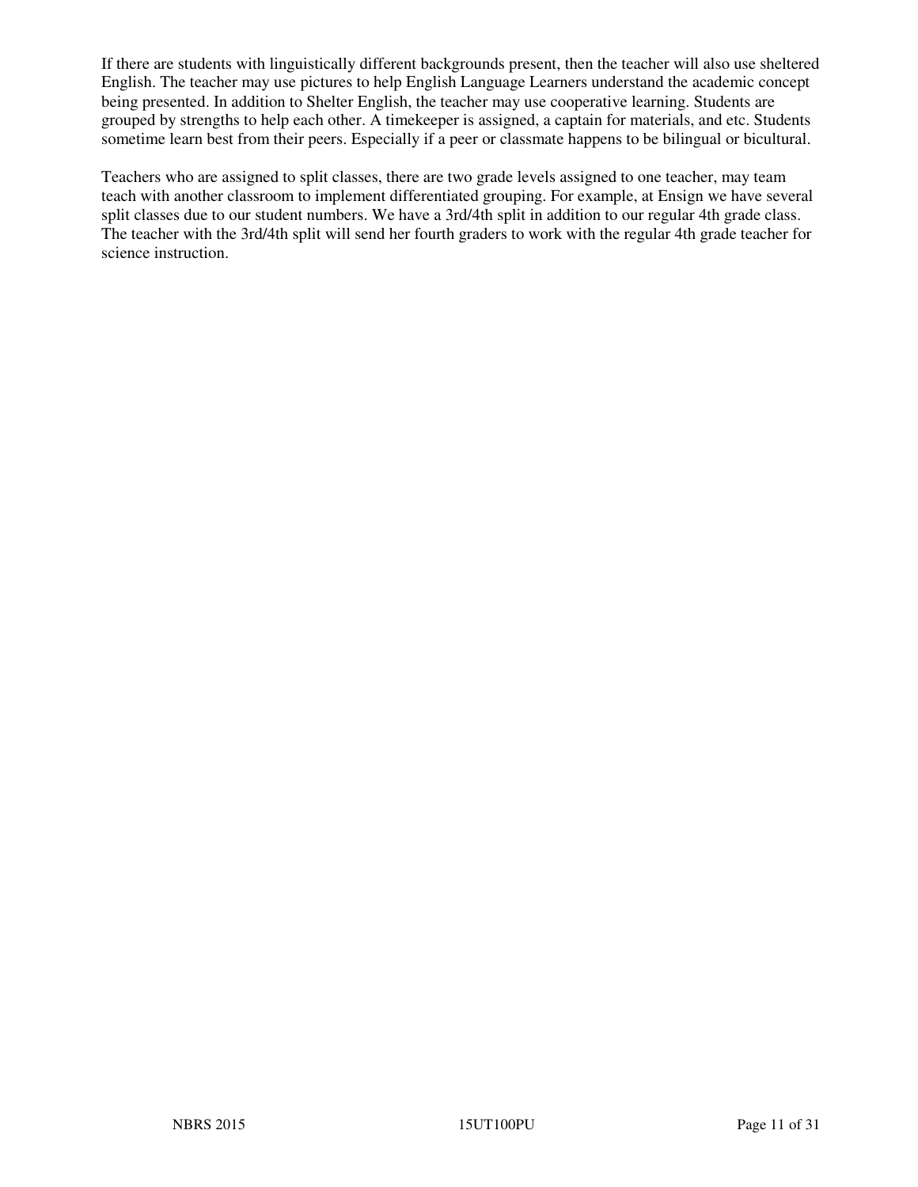If there are students with linguistically different backgrounds present, then the teacher will also use sheltered English. The teacher may use pictures to help English Language Learners understand the academic concept being presented. In addition to Shelter English, the teacher may use cooperative learning. Students are grouped by strengths to help each other. A timekeeper is assigned, a captain for materials, and etc. Students sometime learn best from their peers. Especially if a peer or classmate happens to be bilingual or bicultural.

Teachers who are assigned to split classes, there are two grade levels assigned to one teacher, may team teach with another classroom to implement differentiated grouping. For example, at Ensign we have several split classes due to our student numbers. We have a 3rd/4th split in addition to our regular 4th grade class. The teacher with the 3rd/4th split will send her fourth graders to work with the regular 4th grade teacher for science instruction.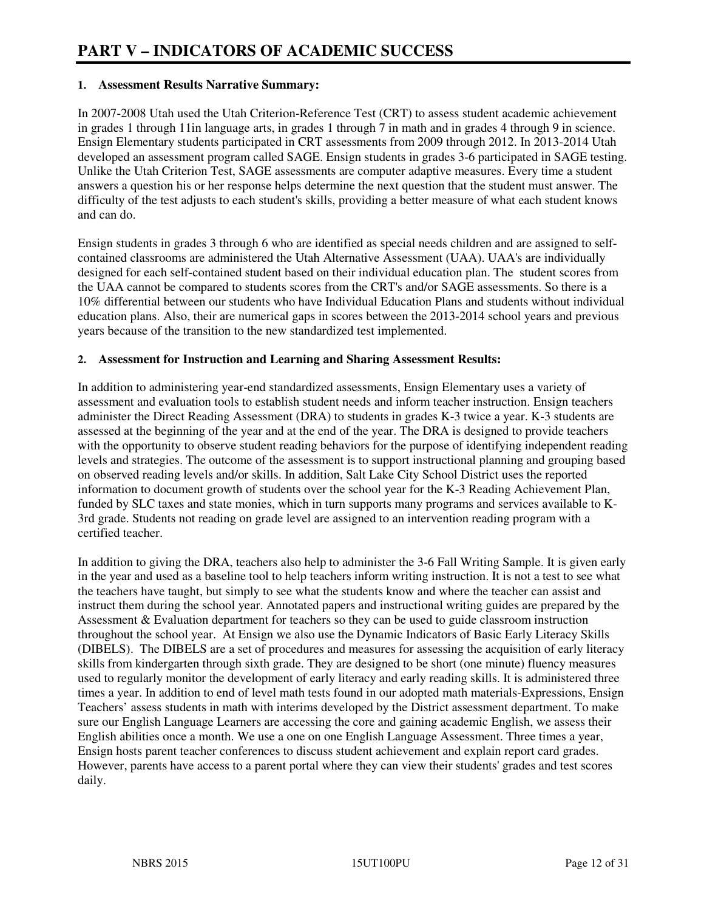# PART V – INDICATORS OF ACADEMIC SUCCESS

**1. Assessment Results Narrative Summary:**

In 2007-2008 Utah used the Utah Criterion-Reference Test (CRT) to assess student academic achievement in grades 1 through 11in language arts, in grades 1 through 7 in math and in grades 4 through 9 in science. Ensign Elementary students participated in CRT assessments from 2009 through 2012. In 2013-2014 Utah developed an assessment program called SAGE. Ensign students in grades 3-6 participated in SAGE testing. Unlike the Utah Criterion Test, SAGE assessments are computer adaptive measures. Every time a student answers a question his or her response helps determine the next question that the student must answer. The difficulty of the test adjusts to each student's skills, providing a better measure of what each student knows and can do.

Ensign students in grades 3 through 6 who are identified as special needs children and are assigned to self-contained classrooms are administered the Utah Alternative Assessment (UAA). UAA's are individually designed for each self-contained student based on their individual education plan. The student scores from the UAA cannot be compared to students scores from the CRT's and/or SAGE assessments. So there is a 10% differential between our students who have Individual Education Plans and students without individual education plans. Also, their are numerical gaps in scores between the 2013-2014 school years and previous years because of the transition to the new standardized test implemented.

**2. Assessment for Instruction and Learning and Sharing Assessment Results:**

In addition to administering year-end standardized assessments, Ensign Elementary uses a variety of assessment and evaluation tools to establish student needs and inform teacher instruction. Ensign teachers administer the Direct Reading Assessment (DRA) to students in grades K-3 twice a year. K-3 students are assessed at the beginning of the year and at the end of the year. The DRA is designed to provide teachers with the opportunity to observe student reading behaviors for the purpose of identifying independent reading levels and strategies. The outcome of the assessment is to support instructional planning and grouping based on observed reading levels and/or skills. In addition, Salt Lake City School District uses the reported information to document growth of students over the school year for the K-3 Reading Achievement Plan, funded by SLC taxes and state monies, which in turn supports many programs and services available to K-3rd grade. Students not reading on grade level are assigned to an intervention reading program with a certified teacher.

In addition to giving the DRA, teachers also help to administer the 3-6 Fall Writing Sample. It is given early in the year and used as a baseline tool to help teachers inform writing instruction. It is not a test to see what the teachers have taught, but simply to see what the students know and where the teacher can assist and instruct them during the school year. Annotated papers and instructional writing guides are prepared by the Assessment & Evaluation department for teachers so they can be used to guide classroom instruction throughout the school year. At Ensign we also use the Dynamic Indicators of Basic Early Literacy Skills (DIBELS). The DIBELS are a set of procedures and measures for assessing the acquisition of early literacy skills from kindergarten through sixth grade. They are designed to be short (one minute) fluency measures used to regularly monitor the development of early literacy and early reading skills. It is administered three times a year. In addition to end of level math tests found in our adopted math materials-Expressions, Ensign Teachers' assess students in math with interims developed by the District assessment department. To make sure our English Language Learners are accessing the core and gaining academic English, we assess their English abilities once a month. We use a one on one English Language Assessment. Three times a year, Ensign hosts parent teacher conferences to discuss student achievement and explain report card grades. However, parents have access to a parent portal where they can view their students' grades and test scores daily.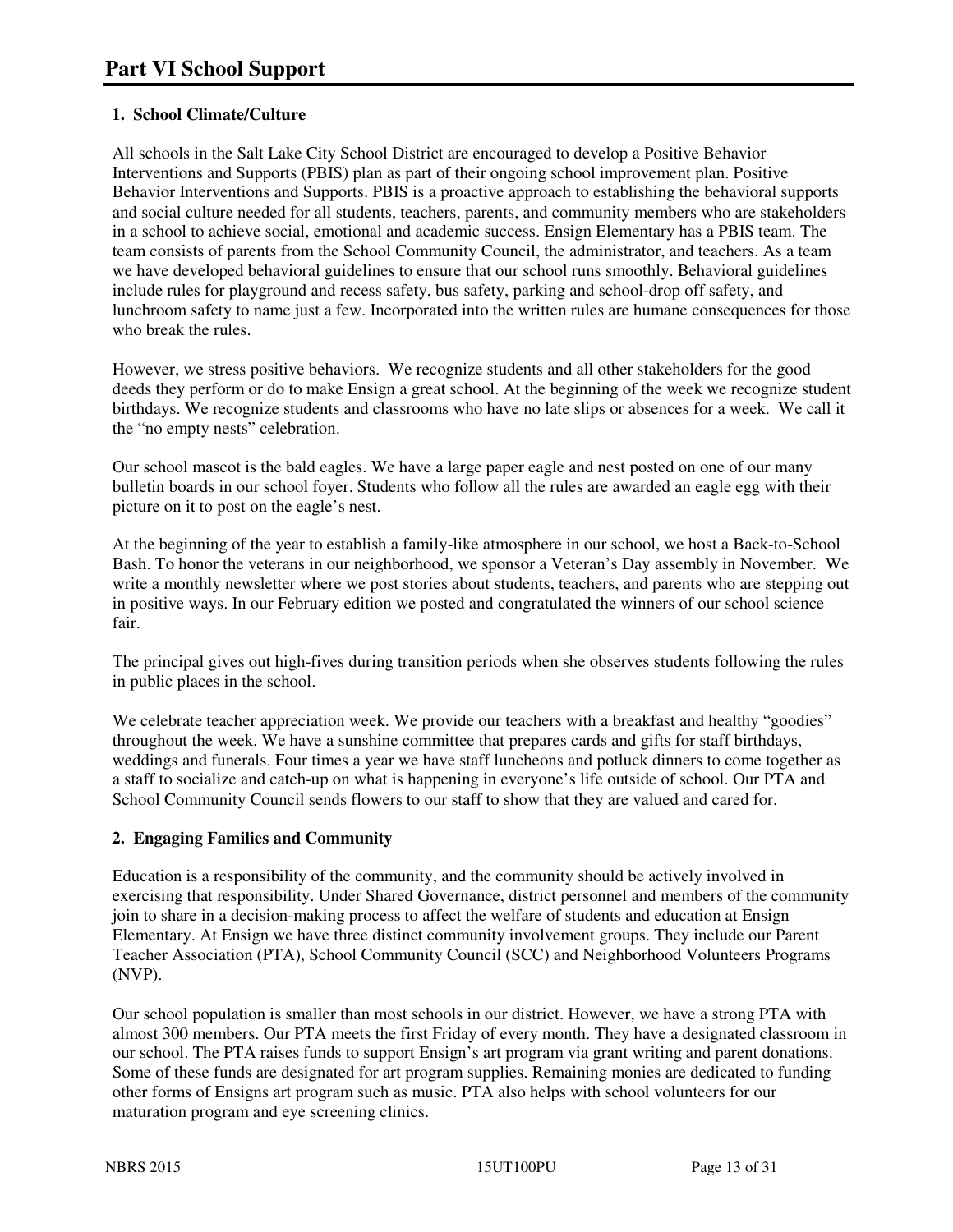# Part VI School Support

**1. School Climate/Culture**

All schools in the Salt Lake City School District are encouraged to develop a Positive Behavior Interventions and Supports (PBIS) plan as part of their ongoing school improvement plan. Positive Behavior Interventions and Supports. PBIS is a proactive approach to establishing the behavioral supports and social culture needed for all students, teachers, parents, and community members who are stakeholders in a school to achieve social, emotional and academic success. Ensign Elementary has a PBIS team. The team consists of parents from the School Community Council, the administrator, and teachers. As a team we have developed behavioral guidelines to ensure that our school runs smoothly. Behavioral guidelines include rules for playground and recess safety, bus safety, parking and school-drop off safety, and lunchroom safety to name just a few. Incorporated into the written rules are humane consequences for those who break the rules.

However, we stress positive behaviors. We recognize students and all other stakeholders for the good deeds they perform or do to make Ensign a great school. At the beginning of the week we recognize student birthdays. We recognize students and classrooms who have no late slips or absences for a week. We call it the "no empty nests" celebration.

Our school mascot is the bald eagles. We have a large paper eagle and nest posted on one of our many bulletin boards in our school foyer. Students who follow all the rules are awarded an eagle egg with their picture on it to post on the eagle's nest.

At the beginning of the year to establish a family-like atmosphere in our school, we host a Back-to-School Bash. To honor the veterans in our neighborhood, we sponsor a Veteran's Day assembly in November. We write a monthly newsletter where we post stories about students, teachers, and parents who are stepping out in positive ways. In our February edition we posted and congratulated the winners of our school science fair.

The principal gives out high-fives during transition periods when she observes students following the rules in public places in the school.

We celebrate teacher appreciation week. We provide our teachers with a breakfast and healthy "goodies" throughout the week. We have a sunshine committee that prepares cards and gifts for staff birthdays, weddings and funerals. Four times a year we have staff luncheons and potluck dinners to come together as a staff to socialize and catch-up on what is happening in everyone's life outside of school. Our PTA and School Community Council sends flowers to our staff to show that they are valued and cared for.

**2. Engaging Families and Community**

Education is a responsibility of the community, and the community should be actively involved in exercising that responsibility. Under Shared Governance, district personnel and members of the community join to share in a decision-making process to affect the welfare of students and education at Ensign Elementary. At Ensign we have three distinct community involvement groups. They include our Parent Teacher Association (PTA), School Community Council (SCC) and Neighborhood Volunteers Programs (NVP).

Our school population is smaller than most schools in our district. However, we have a strong PTA with almost 300 members. Our PTA meets the first Friday of every month. They have a designated classroom in our school. The PTA raises funds to support Ensign's art program via grant writing and parent donations. Some of these funds are designated for art program supplies. Remaining monies are dedicated to funding other forms of Ensigns art program such as music. PTA also helps with school volunteers for our maturation program and eye screening clinics.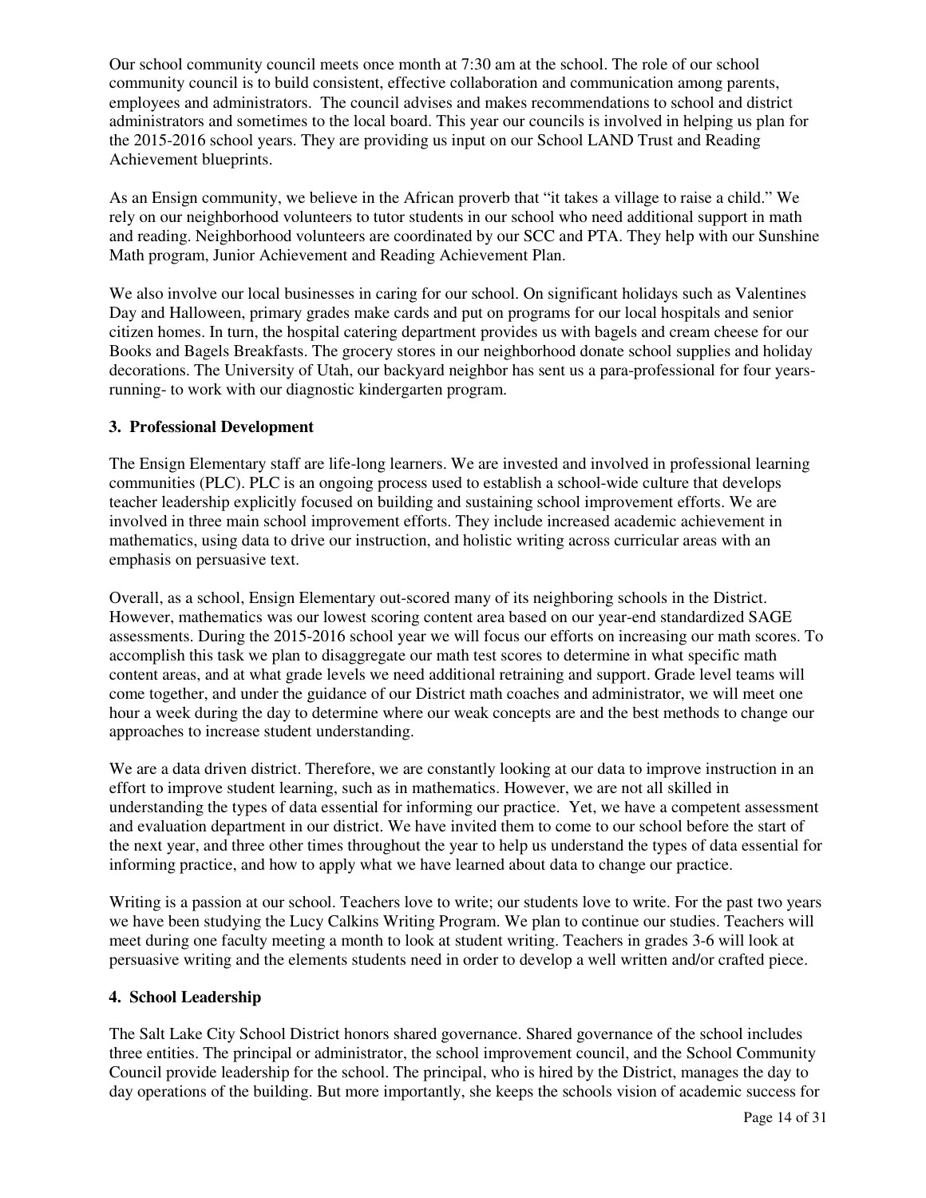Our school community council meets once month at 7:30 am at the school. The role of our school community council is to build consistent, effective collaboration and communication among parents, employees and administrators. The council advises and makes recommendations to school and district administrators and sometimes to the local board. This year our councils is involved in helping us plan for the 2015-2016 school years. They are providing us input on our School LAND Trust and Reading Achievement blueprints.

As an Ensign community, we believe in the African proverb that "it takes a village to raise a child." We rely on our neighborhood volunteers to tutor students in our school who need additional support in math and reading. Neighborhood volunteers are coordinated by our SCC and PTA. They help with our Sunshine Math program, Junior Achievement and Reading Achievement Plan.

We also involve our local businesses in caring for our school. On significant holidays such as Valentines Day and Halloween, primary grades make cards and put on programs for our local hospitals and senior citizen homes. In turn, the hospital catering department provides us with bagels and cream cheese for our Books and Bagels Breakfasts. The grocery stores in our neighborhood donate school supplies and holiday decorations. The University of Utah, our backyard neighbor has sent us a para-professional for four years-running- to work with our diagnostic kindergarten program.

**3. Professional Development**

The Ensign Elementary staff are life-long learners. We are invested and involved in professional learning communities (PLC). PLC is an ongoing process used to establish a school-wide culture that develops teacher leadership explicitly focused on building and sustaining school improvement efforts. We are involved in three main school improvement efforts. They include increased academic achievement in mathematics, using data to drive our instruction, and holistic writing across curricular areas with an emphasis on persuasive text.

Overall, as a school, Ensign Elementary out-scored many of its neighboring schools in the District. However, mathematics was our lowest scoring content area based on our year-end standardized SAGE assessments. During the 2015-2016 school year we will focus our efforts on increasing our math scores. To accomplish this task we plan to disaggregate our math test scores to determine in what specific math content areas, and at what grade levels we need additional retraining and support. Grade level teams will come together, and under the guidance of our District math coaches and administrator, we will meet one hour a week during the day to determine where our weak concepts are and the best methods to change our approaches to increase student understanding.

We are a data driven district. Therefore, we are constantly looking at our data to improve instruction in an effort to improve student learning, such as in mathematics. However, we are not all skilled in understanding the types of data essential for informing our practice. Yet, we have a competent assessment and evaluation department in our district. We have invited them to come to our school before the start of the next year, and three other times throughout the year to help us understand the types of data essential for informing practice, and how to apply what we have learned about data to change our practice.

Writing is a passion at our school. Teachers love to write; our students love to write. For the past two years we have been studying the Lucy Calkins Writing Program. We plan to continue our studies. Teachers will meet during one faculty meeting a month to look at student writing. Teachers in grades 3-6 will look at persuasive writing and the elements students need in order to develop a well written and/or crafted piece.

**4. School Leadership**

The Salt Lake City School District honors shared governance. Shared governance of the school includes three entities. The principal or administrator, the school improvement council, and the School Community Council provide leadership for the school. The principal, who is hired by the District, manages the day to day operations of the building. But more importantly, she keeps the schools vision of academic success for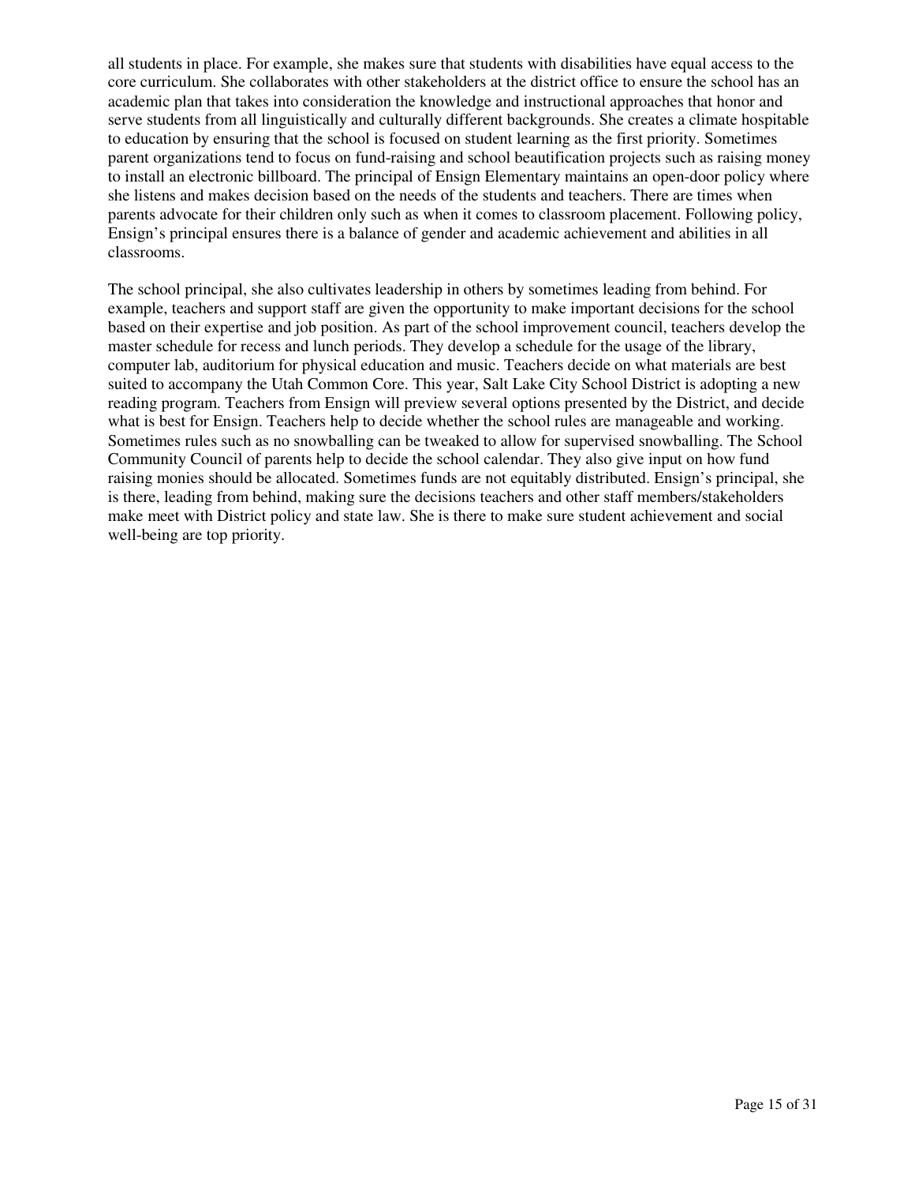all students in place. For example, she makes sure that students with disabilities have equal access to the core curriculum. She collaborates with other stakeholders at the district office to ensure the school has an academic plan that takes into consideration the knowledge and instructional approaches that honor and serve students from all linguistically and culturally different backgrounds. She creates a climate hospitable to education by ensuring that the school is focused on student learning as the first priority. Sometimes parent organizations tend to focus on fund-raising and school beautification projects such as raising money to install an electronic billboard. The principal of Ensign Elementary maintains an open-door policy where she listens and makes decision based on the needs of the students and teachers. There are times when parents advocate for their children only such as when it comes to classroom placement. Following policy, Ensign's principal ensures there is a balance of gender and academic achievement and abilities in all classrooms.

The school principal, she also cultivates leadership in others by sometimes leading from behind. For example, teachers and support staff are given the opportunity to make important decisions for the school based on their expertise and job position. As part of the school improvement council, teachers develop the master schedule for recess and lunch periods. They develop a schedule for the usage of the library, computer lab, auditorium for physical education and music. Teachers decide on what materials are best suited to accompany the Utah Common Core. This year, Salt Lake City School District is adopting a new reading program. Teachers from Ensign will preview several options presented by the District, and decide what is best for Ensign. Teachers help to decide whether the school rules are manageable and working. Sometimes rules such as no snowballing can be tweaked to allow for supervised snowballing. The School Community Council of parents help to decide the school calendar. They also give input on how fund raising monies should be allocated. Sometimes funds are not equitably distributed. Ensign's principal, she is there, leading from behind, making sure the decisions teachers and other staff members/stakeholders make meet with District policy and state law. She is there to make sure student achievement and social well-being are top priority.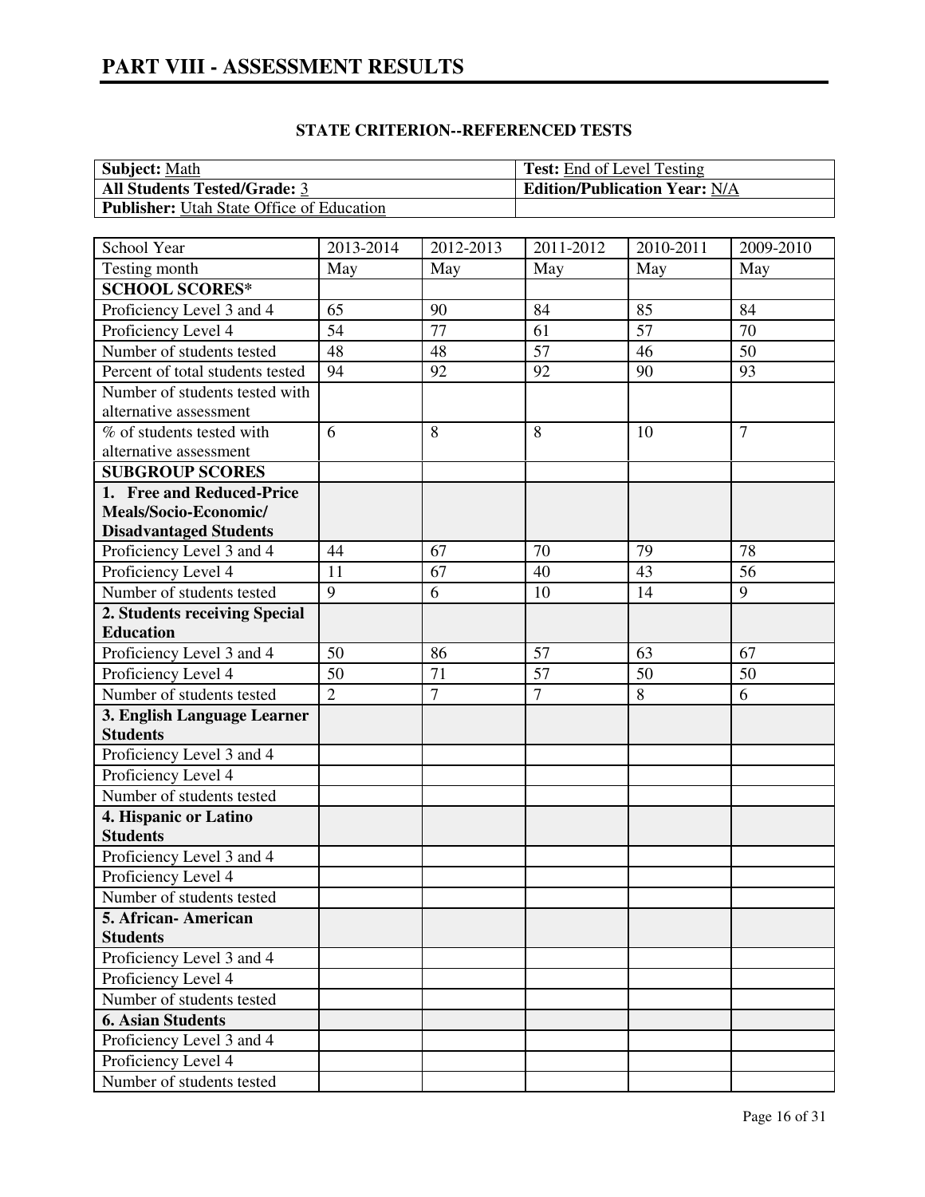# PART VIII - ASSESSMENT RESULTS

**STATE CRITERION--REFERENCED TESTS**

| **Subject:** Math | **Test:** End of Level Testing |
|---|---|
| **All Students Tested/Grade:** 3 | **Edition/Publication Year:** N/A |
| **Publisher:** Utah State Office of Education | |

| School Year | 2013-2014 | 2012-2013 | 2011-2012 | 2010-2011 | 2009-2010 |
|---|---|---|---|---|---|
| Testing month | May | May | May | May | May |
| **SCHOOL SCORES*** | | | | | |
| Proficiency Level 3 and 4 | 65 | 90 | 84 | 85 | 84 |
| Proficiency Level 4 | 54 | 77 | 61 | 57 | 70 |
| Number of students tested | 48 | 48 | 57 | 46 | 50 |
| Percent of total students tested | 94 | 92 | 92 | 90 | 93 |
| Number of students tested with alternative assessment | | | | | |
| % of students tested with alternative assessment | 6 | 8 | 8 | 10 | 7 |
| **SUBGROUP SCORES** | | | | | |
| **1. Free and Reduced-Price Meals/Socio-Economic/ Disadvantaged Students** | | | | | |
| Proficiency Level 3 and 4 | 44 | 67 | 70 | 79 | 78 |
| Proficiency Level 4 | 11 | 67 | 40 | 43 | 56 |
| Number of students tested | 9 | 6 | 10 | 14 | 9 |
| **2. Students receiving Special Education** | | | | | |
| Proficiency Level 3 and 4 | 50 | 86 | 57 | 63 | 67 |
| Proficiency Level 4 | 50 | 71 | 57 | 50 | 50 |
| Number of students tested | 2 | 7 | 7 | 8 | 6 |
| **3. English Language Learner Students** | | | | | |
| Proficiency Level 3 and 4 | | | | | |
| Proficiency Level 4 | | | | | |
| Number of students tested | | | | | |
| **4. Hispanic or Latino Students** | | | | | |
| Proficiency Level 3 and 4 | | | | | |
| Proficiency Level 4 | | | | | |
| Number of students tested | | | | | |
| **5. African- American Students** | | | | | |
| Proficiency Level 3 and 4 | | | | | |
| Proficiency Level 4 | | | | | |
| Number of students tested | | | | | |
| **6. Asian Students** | | | | | |
| Proficiency Level 3 and 4 | | | | | |
| Proficiency Level 4 | | | | | |
| Number of students tested | | | | | |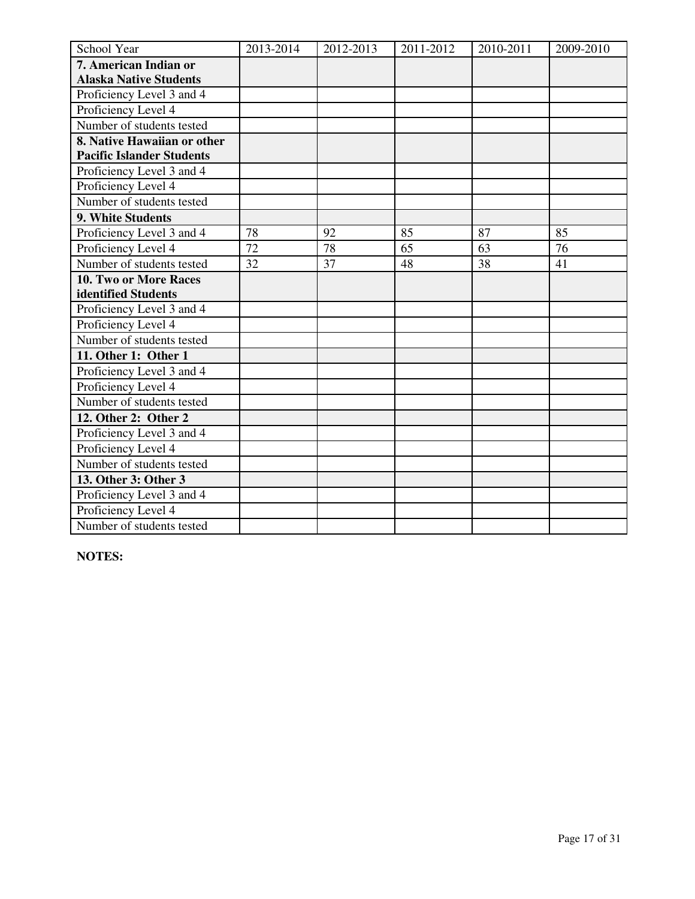| School Year | 2013-2014 | 2012-2013 | 2011-2012 | 2010-2011 | 2009-2010 |
|---|---|---|---|---|---|
| **7. American Indian or Alaska Native Students** | | | | | |
| Proficiency Level 3 and 4 | | | | | |
| Proficiency Level 4 | | | | | |
| Number of students tested | | | | | |
| **8. Native Hawaiian or other Pacific Islander Students** | | | | | |
| Proficiency Level 3 and 4 | | | | | |
| Proficiency Level 4 | | | | | |
| Number of students tested | | | | | |
| **9. White Students** | | | | | |
| Proficiency Level 3 and 4 | 78 | 92 | 85 | 87 | 85 |
| Proficiency Level 4 | 72 | 78 | 65 | 63 | 76 |
| Number of students tested | 32 | 37 | 48 | 38 | 41 |
| **10. Two or More Races identified Students** | | | | | |
| Proficiency Level 3 and 4 | | | | | |
| Proficiency Level 4 | | | | | |
| Number of students tested | | | | | |
| **11. Other 1: Other 1** | | | | | |
| Proficiency Level 3 and 4 | | | | | |
| Proficiency Level 4 | | | | | |
| Number of students tested | | | | | |
| **12. Other 2: Other 2** | | | | | |
| Proficiency Level 3 and 4 | | | | | |
| Proficiency Level 4 | | | | | |
| Number of students tested | | | | | |
| **13. Other 3: Other 3** | | | | | |
| Proficiency Level 3 and 4 | | | | | |
| Proficiency Level 4 | | | | | |
| Number of students tested | | | | | |

**NOTES:**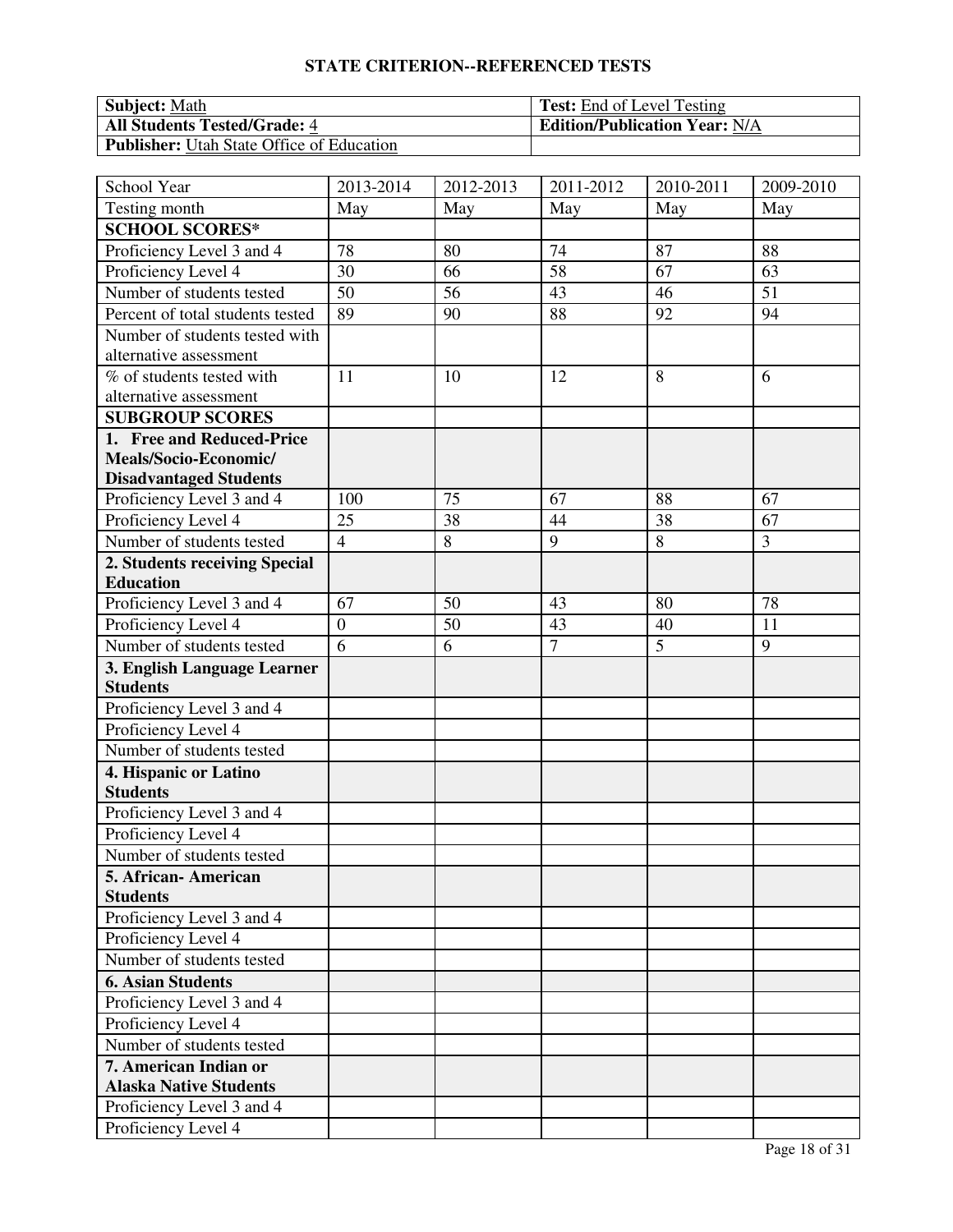## STATE CRITERION--REFERENCED TESTS

| **Subject:** Math | **Test:** End of Level Testing |
|---|---|
| **All Students Tested/Grade:** 4 | **Edition/Publication Year:** N/A |
| **Publisher:** Utah State Office of Education | |

| School Year | 2013-2014 | 2012-2013 | 2011-2012 | 2010-2011 | 2009-2010 |
|---|---|---|---|---|---|
| Testing month | May | May | May | May | May |
| **SCHOOL SCORES*** | | | | | |
| Proficiency Level 3 and 4 | 78 | 80 | 74 | 87 | 88 |
| Proficiency Level 4 | 30 | 66 | 58 | 67 | 63 |
| Number of students tested | 50 | 56 | 43 | 46 | 51 |
| Percent of total students tested | 89 | 90 | 88 | 92 | 94 |
| Number of students tested with alternative assessment | | | | | |
| % of students tested with alternative assessment | 11 | 10 | 12 | 8 | 6 |
| **SUBGROUP SCORES** | | | | | |
| **1. Free and Reduced-Price Meals/Socio-Economic/ Disadvantaged Students** | | | | | |
| Proficiency Level 3 and 4 | 100 | 75 | 67 | 88 | 67 |
| Proficiency Level 4 | 25 | 38 | 44 | 38 | 67 |
| Number of students tested | 4 | 8 | 9 | 8 | 3 |
| **2. Students receiving Special Education** | | | | | |
| Proficiency Level 3 and 4 | 67 | 50 | 43 | 80 | 78 |
| Proficiency Level 4 | 0 | 50 | 43 | 40 | 11 |
| Number of students tested | 6 | 6 | 7 | 5 | 9 |
| **3. English Language Learner Students** | | | | | |
| Proficiency Level 3 and 4 | | | | | |
| Proficiency Level 4 | | | | | |
| Number of students tested | | | | | |
| **4. Hispanic or Latino Students** | | | | | |
| Proficiency Level 3 and 4 | | | | | |
| Proficiency Level 4 | | | | | |
| Number of students tested | | | | | |
| **5. African- American Students** | | | | | |
| Proficiency Level 3 and 4 | | | | | |
| Proficiency Level 4 | | | | | |
| Number of students tested | | | | | |
| **6. Asian Students** | | | | | |
| Proficiency Level 3 and 4 | | | | | |
| Proficiency Level 4 | | | | | |
| Number of students tested | | | | | |
| **7. American Indian or Alaska Native Students** | | | | | |
| Proficiency Level 3 and 4 | | | | | |
| Proficiency Level 4 | | | | | |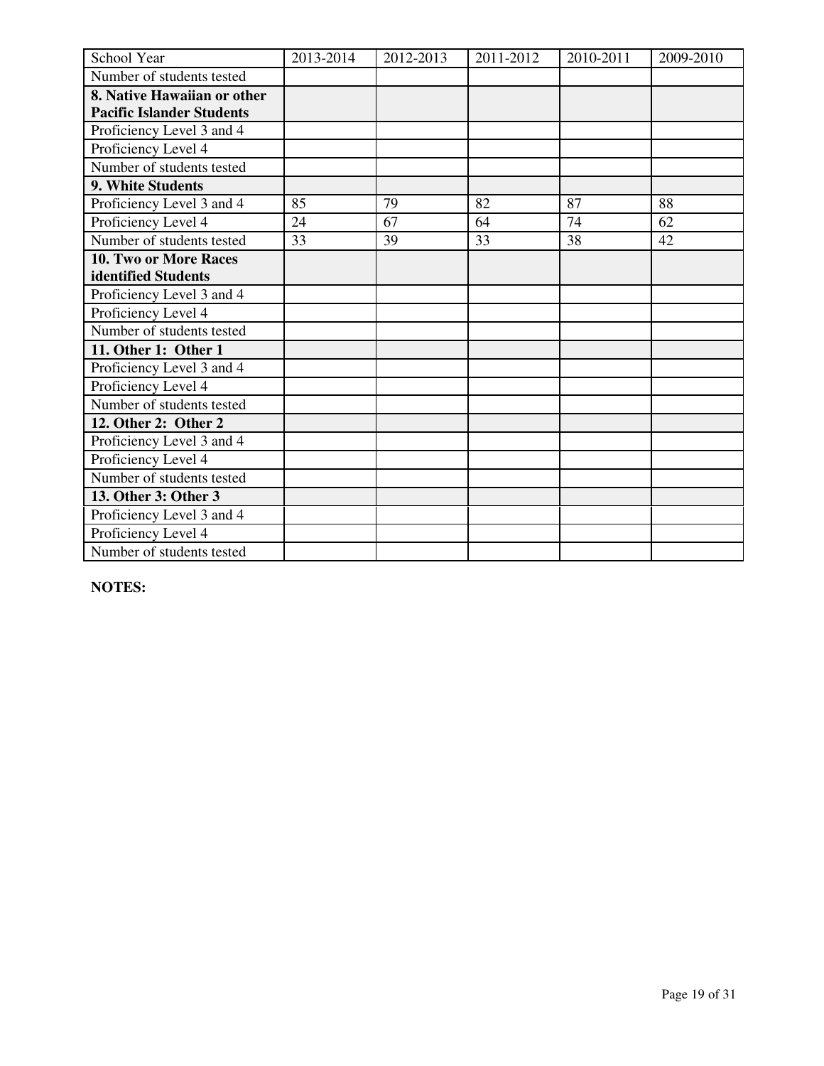| School Year | 2013-2014 | 2012-2013 | 2011-2012 | 2010-2011 | 2009-2010 |
|---|---|---|---|---|---|
| Number of students tested | | | | | |
| **8. Native Hawaiian or other Pacific Islander Students** | | | | | |
| Proficiency Level 3 and 4 | | | | | |
| Proficiency Level 4 | | | | | |
| Number of students tested | | | | | |
| **9. White Students** | | | | | |
| Proficiency Level 3 and 4 | 85 | 79 | 82 | 87 | 88 |
| Proficiency Level 4 | 24 | 67 | 64 | 74 | 62 |
| Number of students tested | 33 | 39 | 33 | 38 | 42 |
| **10. Two or More Races identified Students** | | | | | |
| Proficiency Level 3 and 4 | | | | | |
| Proficiency Level 4 | | | | | |
| Number of students tested | | | | | |
| **11. Other 1: Other 1** | | | | | |
| Proficiency Level 3 and 4 | | | | | |
| Proficiency Level 4 | | | | | |
| Number of students tested | | | | | |
| **12. Other 2: Other 2** | | | | | |
| Proficiency Level 3 and 4 | | | | | |
| Proficiency Level 4 | | | | | |
| Number of students tested | | | | | |
| **13. Other 3: Other 3** | | | | | |
| Proficiency Level 3 and 4 | | | | | |
| Proficiency Level 4 | | | | | |
| Number of students tested | | | | | |

**NOTES:**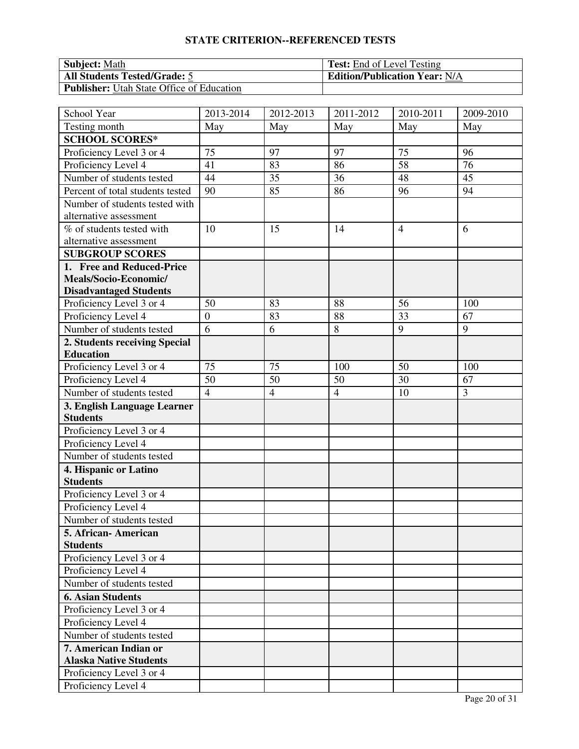## STATE CRITERION--REFERENCED TESTS

| **Subject:** Math | **Test:** End of Level Testing |
|---|---|
| **All Students Tested/Grade:** 5 | **Edition/Publication Year:** N/A |
| **Publisher:** Utah State Office of Education | |

| School Year | 2013-2014 | 2012-2013 | 2011-2012 | 2010-2011 | 2009-2010 |
|---|---|---|---|---|---|
| Testing month | May | May | May | May | May |
| **SCHOOL SCORES*** | | | | | |
| Proficiency Level 3 or 4 | 75 | 97 | 97 | 75 | 96 |
| Proficiency Level 4 | 41 | 83 | 86 | 58 | 76 |
| Number of students tested | 44 | 35 | 36 | 48 | 45 |
| Percent of total students tested | 90 | 85 | 86 | 96 | 94 |
| Number of students tested with alternative assessment | | | | | |
| % of students tested with alternative assessment | 10 | 15 | 14 | 4 | 6 |
| **SUBGROUP SCORES** | | | | | |
| **1. Free and Reduced-Price Meals/Socio-Economic/ Disadvantaged Students** | | | | | |
| Proficiency Level 3 or 4 | 50 | 83 | 88 | 56 | 100 |
| Proficiency Level 4 | 0 | 83 | 88 | 33 | 67 |
| Number of students tested | 6 | 6 | 8 | 9 | 9 |
| **2. Students receiving Special Education** | | | | | |
| Proficiency Level 3 or 4 | 75 | 75 | 100 | 50 | 100 |
| Proficiency Level 4 | 50 | 50 | 50 | 30 | 67 |
| Number of students tested | 4 | 4 | 4 | 10 | 3 |
| **3. English Language Learner Students** | | | | | |
| Proficiency Level 3 or 4 | | | | | |
| Proficiency Level 4 | | | | | |
| Number of students tested | | | | | |
| **4. Hispanic or Latino Students** | | | | | |
| Proficiency Level 3 or 4 | | | | | |
| Proficiency Level 4 | | | | | |
| Number of students tested | | | | | |
| **5. African- American Students** | | | | | |
| Proficiency Level 3 or 4 | | | | | |
| Proficiency Level 4 | | | | | |
| Number of students tested | | | | | |
| **6. Asian Students** | | | | | |
| Proficiency Level 3 or 4 | | | | | |
| Proficiency Level 4 | | | | | |
| Number of students tested | | | | | |
| **7. American Indian or Alaska Native Students** | | | | | |
| Proficiency Level 3 or 4 | | | | | |
| Proficiency Level 4 | | | | | |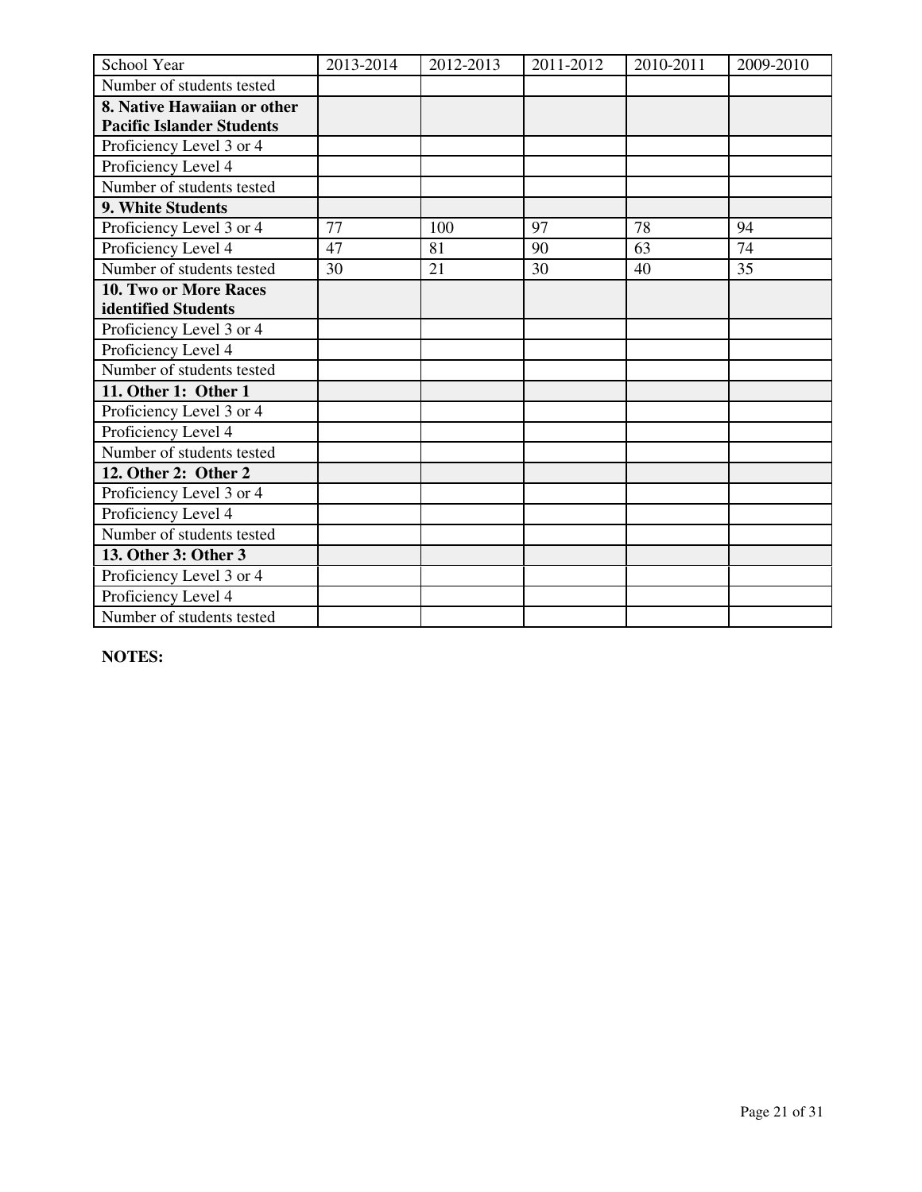| School Year | 2013-2014 | 2012-2013 | 2011-2012 | 2010-2011 | 2009-2010 |
|---|---|---|---|---|---|
| Number of students tested | | | | | |
| **8. Native Hawaiian or other Pacific Islander Students** | | | | | |
| Proficiency Level 3 or 4 | | | | | |
| Proficiency Level 4 | | | | | |
| Number of students tested | | | | | |
| **9. White Students** | | | | | |
| Proficiency Level 3 or 4 | 77 | 100 | 97 | 78 | 94 |
| Proficiency Level 4 | 47 | 81 | 90 | 63 | 74 |
| Number of students tested | 30 | 21 | 30 | 40 | 35 |
| **10. Two or More Races identified Students** | | | | | |
| Proficiency Level 3 or 4 | | | | | |
| Proficiency Level 4 | | | | | |
| Number of students tested | | | | | |
| **11. Other 1: Other 1** | | | | | |
| Proficiency Level 3 or 4 | | | | | |
| Proficiency Level 4 | | | | | |
| Number of students tested | | | | | |
| **12. Other 2: Other 2** | | | | | |
| Proficiency Level 3 or 4 | | | | | |
| Proficiency Level 4 | | | | | |
| Number of students tested | | | | | |
| **13. Other 3: Other 3** | | | | | |
| Proficiency Level 3 or 4 | | | | | |
| Proficiency Level 4 | | | | | |
| Number of students tested | | | | | |

**NOTES:**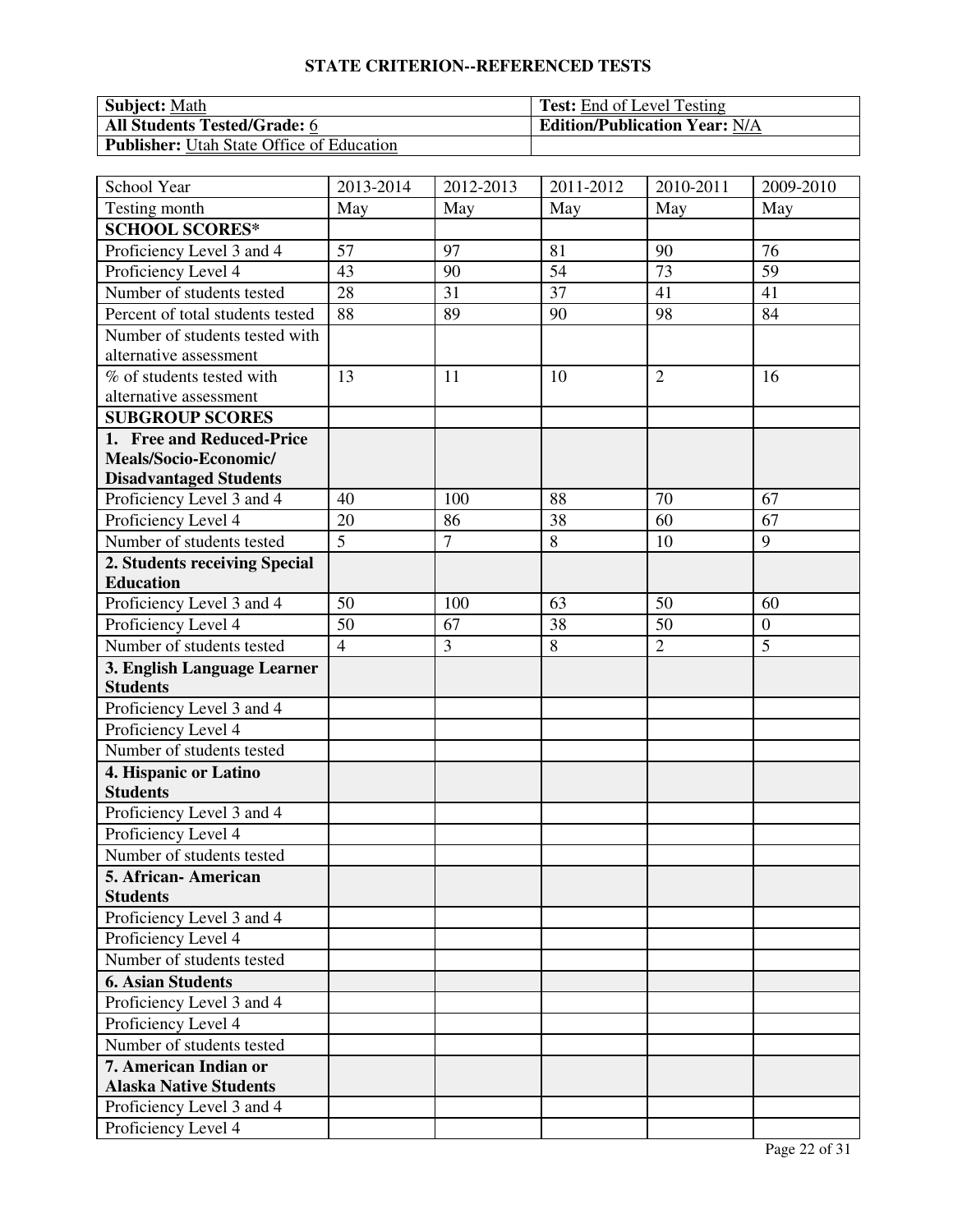## STATE CRITERION--REFERENCED TESTS

| **Subject:** Math | **Test:** End of Level Testing |
|---|---|
| **All Students Tested/Grade:** 6 | **Edition/Publication Year:** N/A |
| **Publisher:** Utah State Office of Education | |

| School Year | 2013-2014 | 2012-2013 | 2011-2012 | 2010-2011 | 2009-2010 |
|---|---|---|---|---|---|
| Testing month | May | May | May | May | May |
| **SCHOOL SCORES*** | | | | | |
| Proficiency Level 3 and 4 | 57 | 97 | 81 | 90 | 76 |
| Proficiency Level 4 | 43 | 90 | 54 | 73 | 59 |
| Number of students tested | 28 | 31 | 37 | 41 | 41 |
| Percent of total students tested | 88 | 89 | 90 | 98 | 84 |
| Number of students tested with alternative assessment | | | | | |
| % of students tested with alternative assessment | 13 | 11 | 10 | 2 | 16 |
| **SUBGROUP SCORES** | | | | | |
| **1. Free and Reduced-Price Meals/Socio-Economic/ Disadvantaged Students** | | | | | |
| Proficiency Level 3 and 4 | 40 | 100 | 88 | 70 | 67 |
| Proficiency Level 4 | 20 | 86 | 38 | 60 | 67 |
| Number of students tested | 5 | 7 | 8 | 10 | 9 |
| **2. Students receiving Special Education** | | | | | |
| Proficiency Level 3 and 4 | 50 | 100 | 63 | 50 | 60 |
| Proficiency Level 4 | 50 | 67 | 38 | 50 | 0 |
| Number of students tested | 4 | 3 | 8 | 2 | 5 |
| **3. English Language Learner Students** | | | | | |
| Proficiency Level 3 and 4 | | | | | |
| Proficiency Level 4 | | | | | |
| Number of students tested | | | | | |
| **4. Hispanic or Latino Students** | | | | | |
| Proficiency Level 3 and 4 | | | | | |
| Proficiency Level 4 | | | | | |
| Number of students tested | | | | | |
| **5. African- American Students** | | | | | |
| Proficiency Level 3 and 4 | | | | | |
| Proficiency Level 4 | | | | | |
| Number of students tested | | | | | |
| **6. Asian Students** | | | | | |
| Proficiency Level 3 and 4 | | | | | |
| Proficiency Level 4 | | | | | |
| Number of students tested | | | | | |
| **7. American Indian or Alaska Native Students** | | | | | |
| Proficiency Level 3 and 4 | | | | | |
| Proficiency Level 4 | | | | | |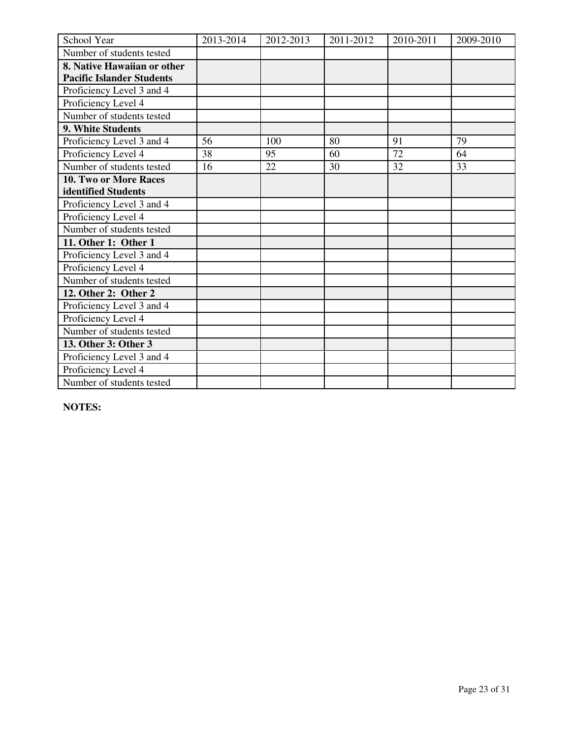| School Year | 2013-2014 | 2012-2013 | 2011-2012 | 2010-2011 | 2009-2010 |
|---|---|---|---|---|---|
| Number of students tested | | | | | |
| **8. Native Hawaiian or other Pacific Islander Students** | | | | | |
| Proficiency Level 3 and 4 | | | | | |
| Proficiency Level 4 | | | | | |
| Number of students tested | | | | | |
| **9. White Students** | | | | | |
| Proficiency Level 3 and 4 | 56 | 100 | 80 | 91 | 79 |
| Proficiency Level 4 | 38 | 95 | 60 | 72 | 64 |
| Number of students tested | 16 | 22 | 30 | 32 | 33 |
| **10. Two or More Races identified Students** | | | | | |
| Proficiency Level 3 and 4 | | | | | |
| Proficiency Level 4 | | | | | |
| Number of students tested | | | | | |
| **11. Other 1: Other 1** | | | | | |
| Proficiency Level 3 and 4 | | | | | |
| Proficiency Level 4 | | | | | |
| Number of students tested | | | | | |
| **12. Other 2: Other 2** | | | | | |
| Proficiency Level 3 and 4 | | | | | |
| Proficiency Level 4 | | | | | |
| Number of students tested | | | | | |
| **13. Other 3: Other 3** | | | | | |
| Proficiency Level 3 and 4 | | | | | |
| Proficiency Level 4 | | | | | |
| Number of students tested | | | | | |

**NOTES:**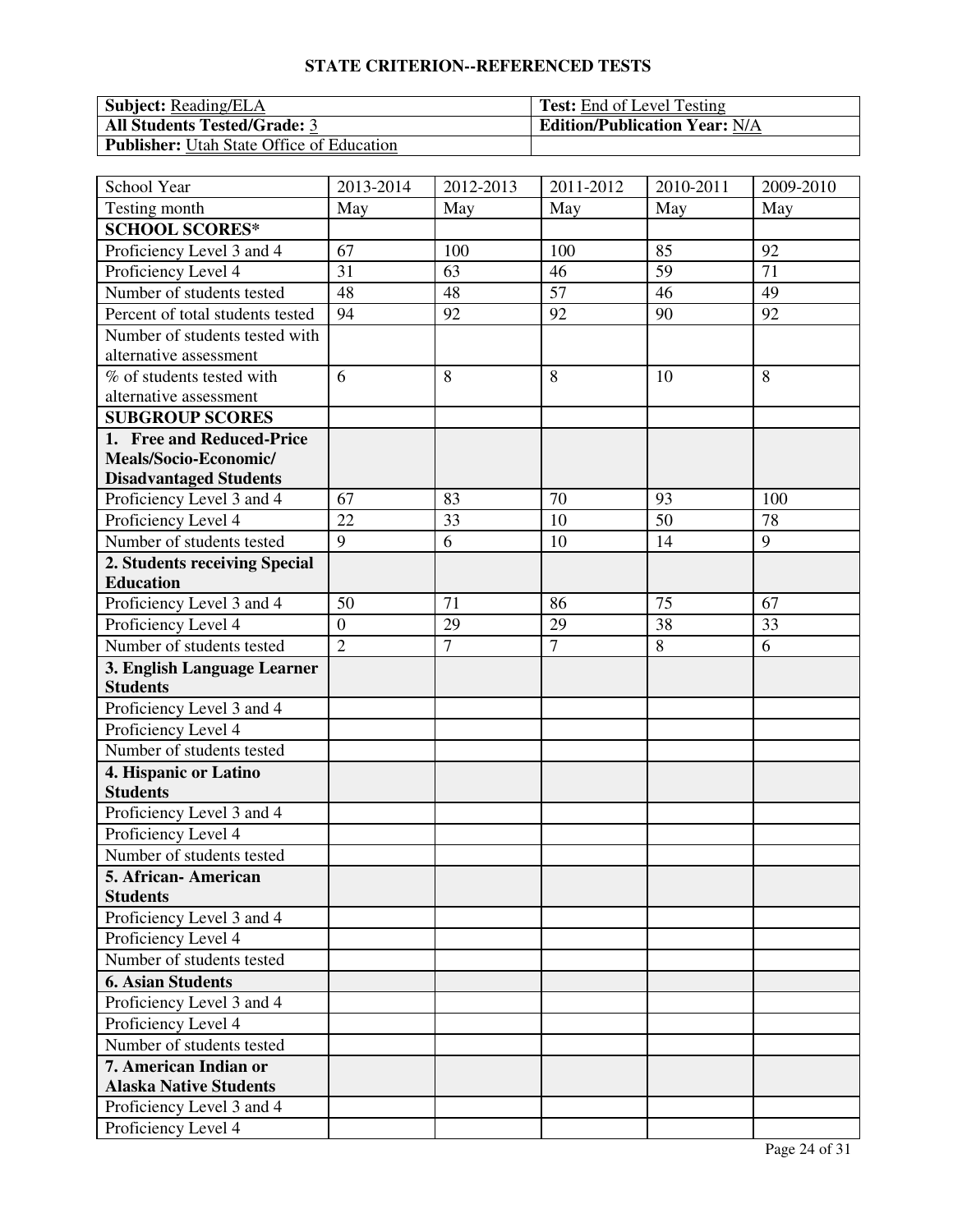## STATE CRITERION--REFERENCED TESTS

| **Subject:** Reading/ELA | **Test:** End of Level Testing |
|---|---|
| **All Students Tested/Grade:** 3 | **Edition/Publication Year:** N/A |
| **Publisher:** Utah State Office of Education | |

| School Year | 2013-2014 | 2012-2013 | 2011-2012 | 2010-2011 | 2009-2010 |
|---|---|---|---|---|---|
| Testing month | May | May | May | May | May |
| **SCHOOL SCORES*** | | | | | |
| Proficiency Level 3 and 4 | 67 | 100 | 100 | 85 | 92 |
| Proficiency Level 4 | 31 | 63 | 46 | 59 | 71 |
| Number of students tested | 48 | 48 | 57 | 46 | 49 |
| Percent of total students tested | 94 | 92 | 92 | 90 | 92 |
| Number of students tested with alternative assessment | | | | | |
| % of students tested with alternative assessment | 6 | 8 | 8 | 10 | 8 |
| **SUBGROUP SCORES** | | | | | |
| **1. Free and Reduced-Price Meals/Socio-Economic/ Disadvantaged Students** | | | | | |
| Proficiency Level 3 and 4 | 67 | 83 | 70 | 93 | 100 |
| Proficiency Level 4 | 22 | 33 | 10 | 50 | 78 |
| Number of students tested | 9 | 6 | 10 | 14 | 9 |
| **2. Students receiving Special Education** | | | | | |
| Proficiency Level 3 and 4 | 50 | 71 | 86 | 75 | 67 |
| Proficiency Level 4 | 0 | 29 | 29 | 38 | 33 |
| Number of students tested | 2 | 7 | 7 | 8 | 6 |
| **3. English Language Learner Students** | | | | | |
| Proficiency Level 3 and 4 | | | | | |
| Proficiency Level 4 | | | | | |
| Number of students tested | | | | | |
| **4. Hispanic or Latino Students** | | | | | |
| Proficiency Level 3 and 4 | | | | | |
| Proficiency Level 4 | | | | | |
| Number of students tested | | | | | |
| **5. African- American Students** | | | | | |
| Proficiency Level 3 and 4 | | | | | |
| Proficiency Level 4 | | | | | |
| Number of students tested | | | | | |
| **6. Asian Students** | | | | | |
| Proficiency Level 3 and 4 | | | | | |
| Proficiency Level 4 | | | | | |
| Number of students tested | | | | | |
| **7. American Indian or Alaska Native Students** | | | | | |
| Proficiency Level 3 and 4 | | | | | |
| Proficiency Level 4 | | | | | |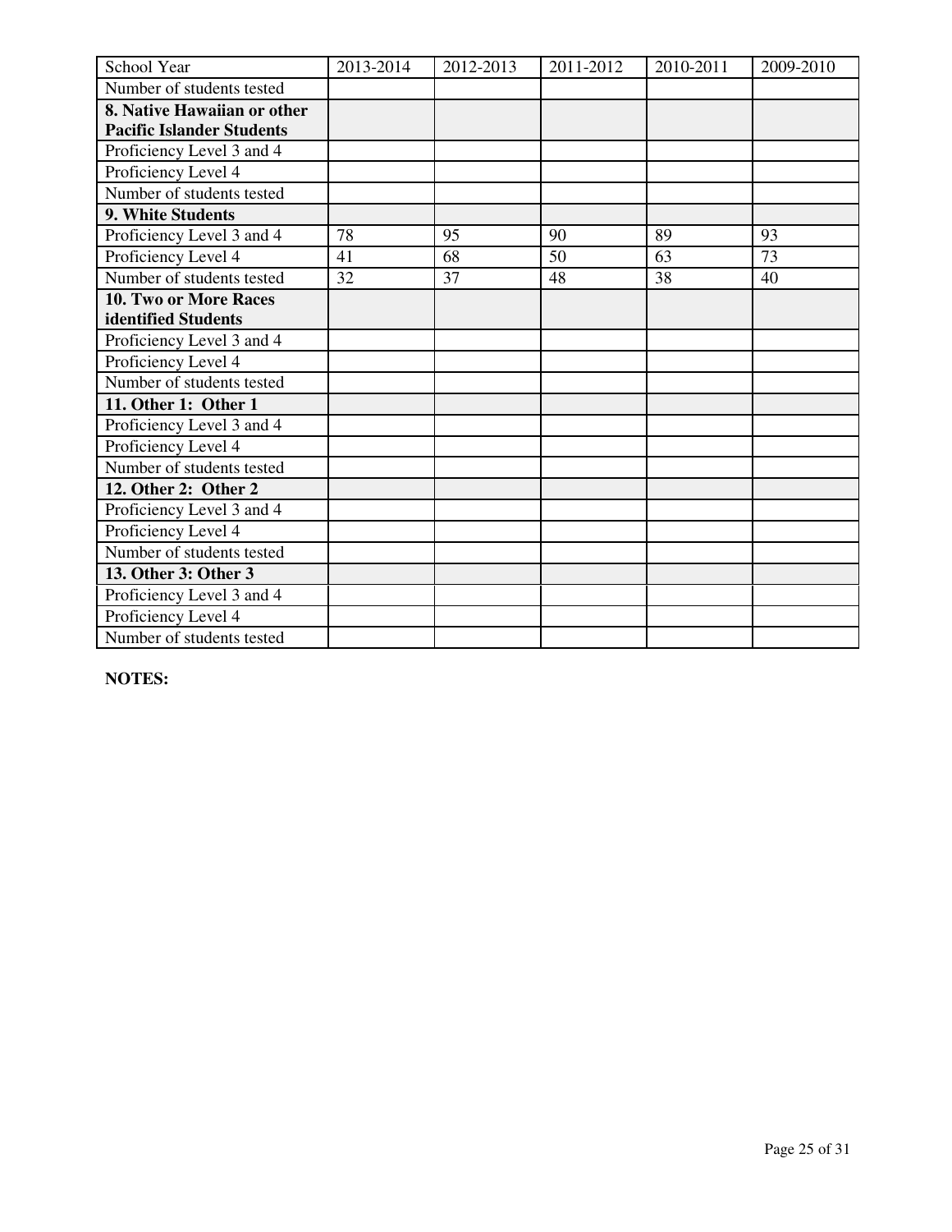| School Year | 2013-2014 | 2012-2013 | 2011-2012 | 2010-2011 | 2009-2010 |
|---|---|---|---|---|---|
| Number of students tested | | | | | |
| **8. Native Hawaiian or other Pacific Islander Students** | | | | | |
| Proficiency Level 3 and 4 | | | | | |
| Proficiency Level 4 | | | | | |
| Number of students tested | | | | | |
| **9. White Students** | | | | | |
| Proficiency Level 3 and 4 | 78 | 95 | 90 | 89 | 93 |
| Proficiency Level 4 | 41 | 68 | 50 | 63 | 73 |
| Number of students tested | 32 | 37 | 48 | 38 | 40 |
| **10. Two or More Races identified Students** | | | | | |
| Proficiency Level 3 and 4 | | | | | |
| Proficiency Level 4 | | | | | |
| Number of students tested | | | | | |
| **11. Other 1: Other 1** | | | | | |
| Proficiency Level 3 and 4 | | | | | |
| Proficiency Level 4 | | | | | |
| Number of students tested | | | | | |
| **12. Other 2: Other 2** | | | | | |
| Proficiency Level 3 and 4 | | | | | |
| Proficiency Level 4 | | | | | |
| Number of students tested | | | | | |
| **13. Other 3: Other 3** | | | | | |
| Proficiency Level 3 and 4 | | | | | |
| Proficiency Level 4 | | | | | |
| Number of students tested | | | | | |

**NOTES:**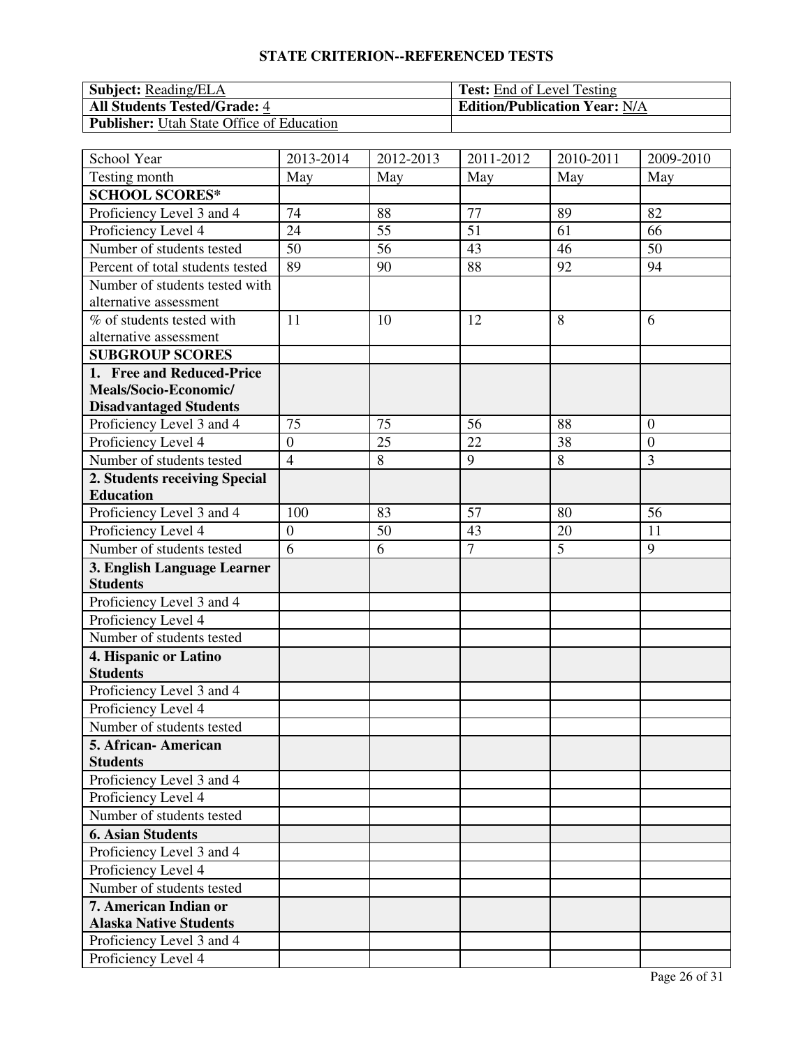# STATE CRITERION--REFERENCED TESTS

| **Subject:** Reading/ELA | **Test:** End of Level Testing |
|---|---|
| **All Students Tested/Grade:** 4 | **Edition/Publication Year:** N/A |
| **Publisher:** Utah State Office of Education | |

| School Year | 2013-2014 | 2012-2013 | 2011-2012 | 2010-2011 | 2009-2010 |
|---|---|---|---|---|---|
| Testing month | May | May | May | May | May |
| **SCHOOL SCORES*** | | | | | |
| Proficiency Level 3 and 4 | 74 | 88 | 77 | 89 | 82 |
| Proficiency Level 4 | 24 | 55 | 51 | 61 | 66 |
| Number of students tested | 50 | 56 | 43 | 46 | 50 |
| Percent of total students tested | 89 | 90 | 88 | 92 | 94 |
| Number of students tested with alternative assessment | | | | | |
| % of students tested with alternative assessment | 11 | 10 | 12 | 8 | 6 |
| **SUBGROUP SCORES** | | | | | |
| **1. Free and Reduced-Price Meals/Socio-Economic/ Disadvantaged Students** | | | | | |
| Proficiency Level 3 and 4 | 75 | 75 | 56 | 88 | 0 |
| Proficiency Level 4 | 0 | 25 | 22 | 38 | 0 |
| Number of students tested | 4 | 8 | 9 | 8 | 3 |
| **2. Students receiving Special Education** | | | | | |
| Proficiency Level 3 and 4 | 100 | 83 | 57 | 80 | 56 |
| Proficiency Level 4 | 0 | 50 | 43 | 20 | 11 |
| Number of students tested | 6 | 6 | 7 | 5 | 9 |
| **3. English Language Learner Students** | | | | | |
| Proficiency Level 3 and 4 | | | | | |
| Proficiency Level 4 | | | | | |
| Number of students tested | | | | | |
| **4. Hispanic or Latino Students** | | | | | |
| Proficiency Level 3 and 4 | | | | | |
| Proficiency Level 4 | | | | | |
| Number of students tested | | | | | |
| **5. African- American Students** | | | | | |
| Proficiency Level 3 and 4 | | | | | |
| Proficiency Level 4 | | | | | |
| Number of students tested | | | | | |
| **6. Asian Students** | | | | | |
| Proficiency Level 3 and 4 | | | | | |
| Proficiency Level 4 | | | | | |
| Number of students tested | | | | | |
| **7. American Indian or Alaska Native Students** | | | | | |
| Proficiency Level 3 and 4 | | | | | |
| Proficiency Level 4 | | | | | |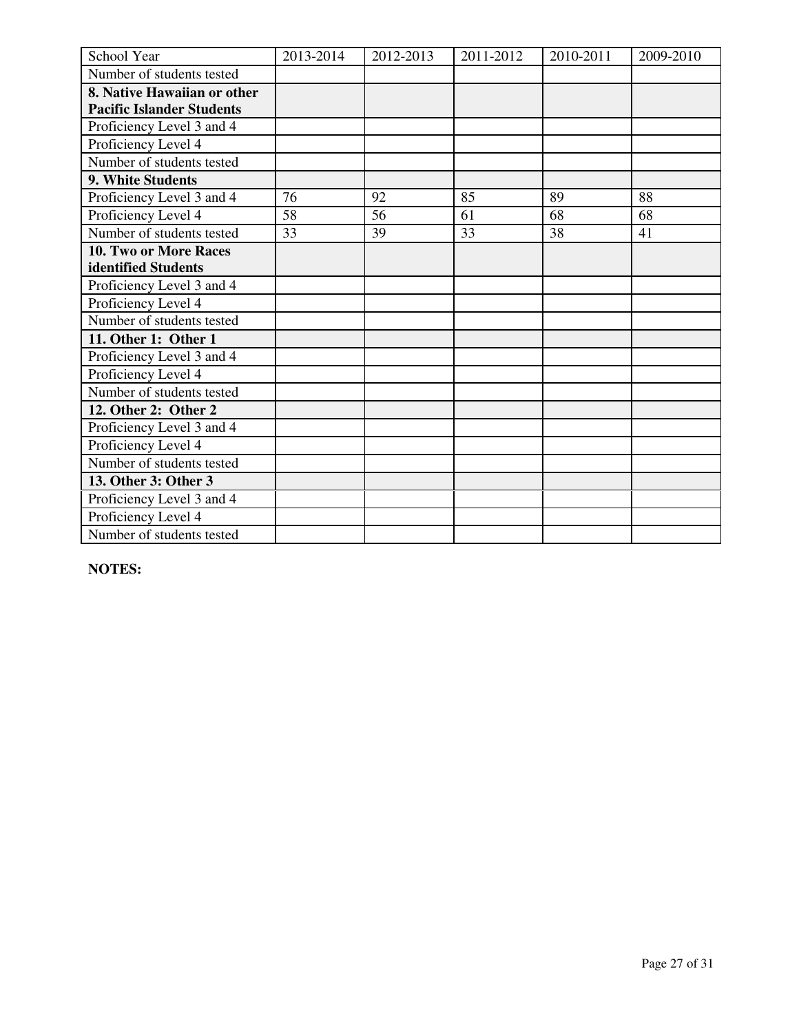| School Year | 2013-2014 | 2012-2013 | 2011-2012 | 2010-2011 | 2009-2010 |
|---|---|---|---|---|---|
| Number of students tested | | | | | |
| **8. Native Hawaiian or other Pacific Islander Students** | | | | | |
| Proficiency Level 3 and 4 | | | | | |
| Proficiency Level 4 | | | | | |
| Number of students tested | | | | | |
| **9. White Students** | | | | | |
| Proficiency Level 3 and 4 | 76 | 92 | 85 | 89 | 88 |
| Proficiency Level 4 | 58 | 56 | 61 | 68 | 68 |
| Number of students tested | 33 | 39 | 33 | 38 | 41 |
| **10. Two or More Races identified Students** | | | | | |
| Proficiency Level 3 and 4 | | | | | |
| Proficiency Level 4 | | | | | |
| Number of students tested | | | | | |
| **11. Other 1: Other 1** | | | | | |
| Proficiency Level 3 and 4 | | | | | |
| Proficiency Level 4 | | | | | |
| Number of students tested | | | | | |
| **12. Other 2: Other 2** | | | | | |
| Proficiency Level 3 and 4 | | | | | |
| Proficiency Level 4 | | | | | |
| Number of students tested | | | | | |
| **13. Other 3: Other 3** | | | | | |
| Proficiency Level 3 and 4 | | | | | |
| Proficiency Level 4 | | | | | |
| Number of students tested | | | | | |

**NOTES:**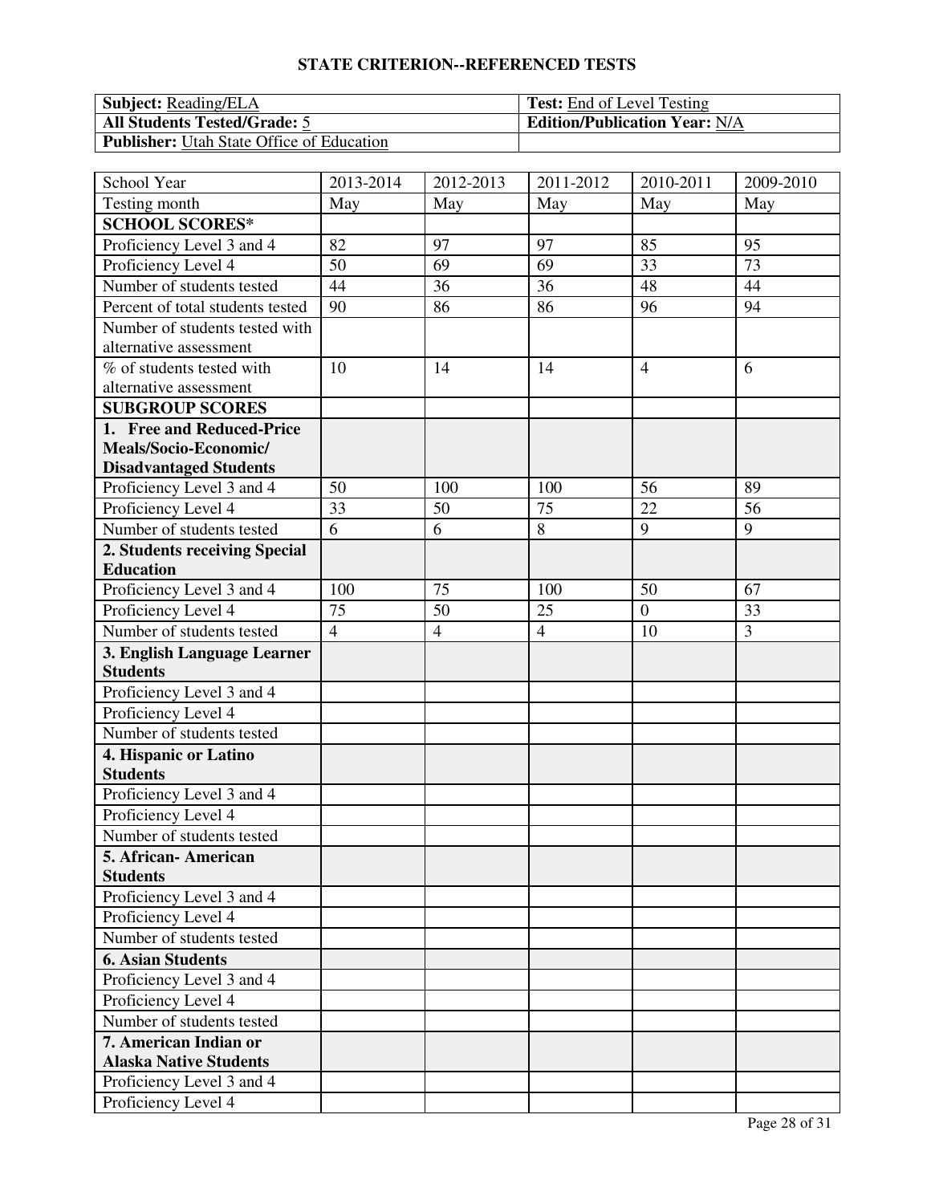## STATE CRITERION--REFERENCED TESTS

| **Subject:** Reading/ELA | **Test:** End of Level Testing |
|---|---|
| **All Students Tested/Grade:** 5 | **Edition/Publication Year:** N/A |
| **Publisher:** Utah State Office of Education | |

| School Year | 2013-2014 | 2012-2013 | 2011-2012 | 2010-2011 | 2009-2010 |
|---|---|---|---|---|---|
| Testing month | May | May | May | May | May |
| **SCHOOL SCORES*** | | | | | |
| Proficiency Level 3 and 4 | 82 | 97 | 97 | 85 | 95 |
| Proficiency Level 4 | 50 | 69 | 69 | 33 | 73 |
| Number of students tested | 44 | 36 | 36 | 48 | 44 |
| Percent of total students tested | 90 | 86 | 86 | 96 | 94 |
| Number of students tested with alternative assessment | | | | | |
| % of students tested with alternative assessment | 10 | 14 | 14 | 4 | 6 |
| **SUBGROUP SCORES** | | | | | |
| **1. Free and Reduced-Price Meals/Socio-Economic/ Disadvantaged Students** | | | | | |
| Proficiency Level 3 and 4 | 50 | 100 | 100 | 56 | 89 |
| Proficiency Level 4 | 33 | 50 | 75 | 22 | 56 |
| Number of students tested | 6 | 6 | 8 | 9 | 9 |
| **2. Students receiving Special Education** | | | | | |
| Proficiency Level 3 and 4 | 100 | 75 | 100 | 50 | 67 |
| Proficiency Level 4 | 75 | 50 | 25 | 0 | 33 |
| Number of students tested | 4 | 4 | 4 | 10 | 3 |
| **3. English Language Learner Students** | | | | | |
| Proficiency Level 3 and 4 | | | | | |
| Proficiency Level 4 | | | | | |
| Number of students tested | | | | | |
| **4. Hispanic or Latino Students** | | | | | |
| Proficiency Level 3 and 4 | | | | | |
| Proficiency Level 4 | | | | | |
| Number of students tested | | | | | |
| **5. African- American Students** | | | | | |
| Proficiency Level 3 and 4 | | | | | |
| Proficiency Level 4 | | | | | |
| Number of students tested | | | | | |
| **6. Asian Students** | | | | | |
| Proficiency Level 3 and 4 | | | | | |
| Proficiency Level 4 | | | | | |
| Number of students tested | | | | | |
| **7. American Indian or Alaska Native Students** | | | | | |
| Proficiency Level 3 and 4 | | | | | |
| Proficiency Level 4 | | | | | |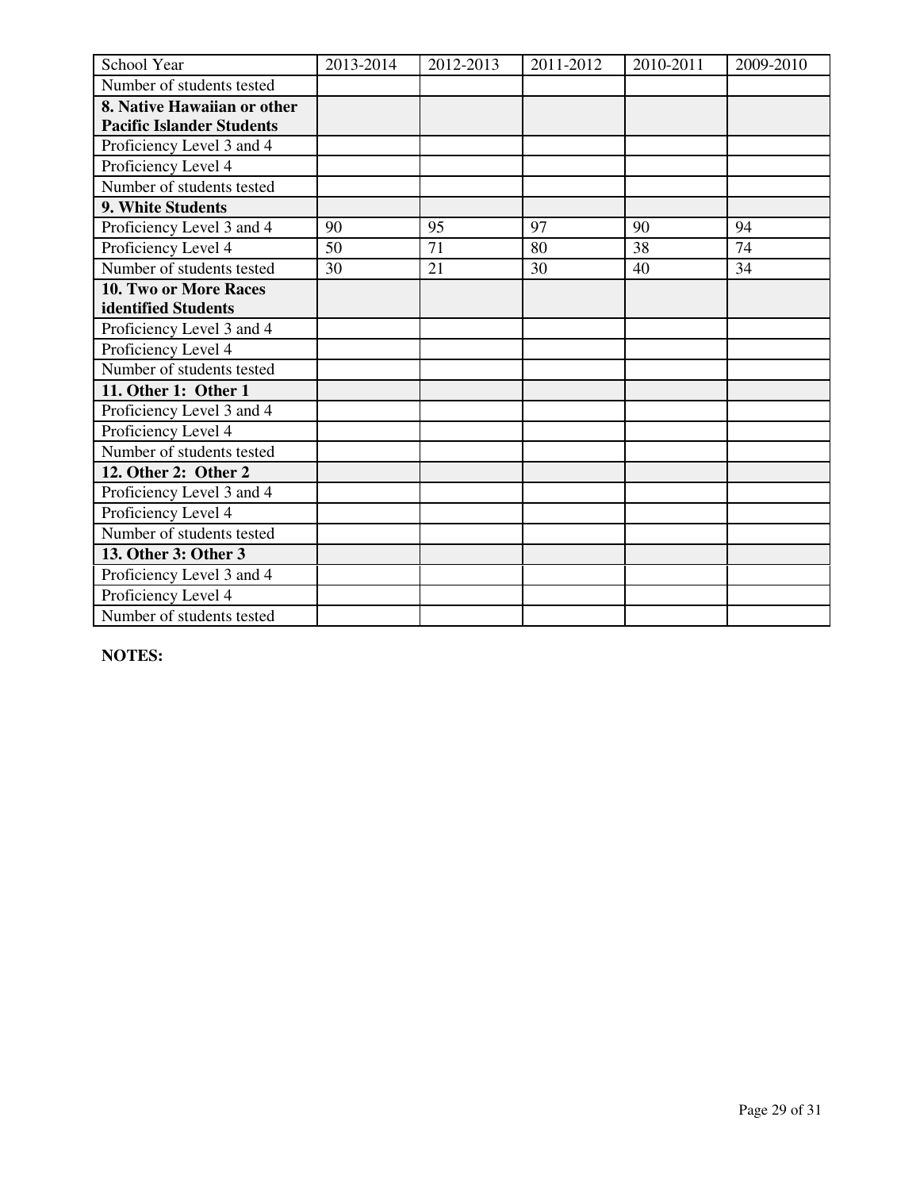| School Year | 2013-2014 | 2012-2013 | 2011-2012 | 2010-2011 | 2009-2010 |
|---|---|---|---|---|---|
| Number of students tested | | | | | |
| **8. Native Hawaiian or other Pacific Islander Students** | | | | | |
| Proficiency Level 3 and 4 | | | | | |
| Proficiency Level 4 | | | | | |
| Number of students tested | | | | | |
| **9. White Students** | | | | | |
| Proficiency Level 3 and 4 | 90 | 95 | 97 | 90 | 94 |
| Proficiency Level 4 | 50 | 71 | 80 | 38 | 74 |
| Number of students tested | 30 | 21 | 30 | 40 | 34 |
| **10. Two or More Races identified Students** | | | | | |
| Proficiency Level 3 and 4 | | | | | |
| Proficiency Level 4 | | | | | |
| Number of students tested | | | | | |
| **11. Other 1: Other 1** | | | | | |
| Proficiency Level 3 and 4 | | | | | |
| Proficiency Level 4 | | | | | |
| Number of students tested | | | | | |
| **12. Other 2: Other 2** | | | | | |
| Proficiency Level 3 and 4 | | | | | |
| Proficiency Level 4 | | | | | |
| Number of students tested | | | | | |
| **13. Other 3: Other 3** | | | | | |
| Proficiency Level 3 and 4 | | | | | |
| Proficiency Level 4 | | | | | |
| Number of students tested | | | | | |

**NOTES:**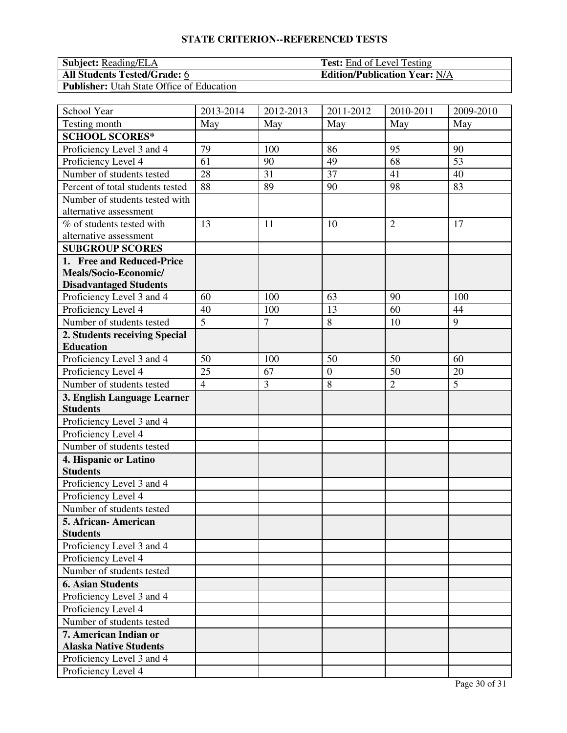## STATE CRITERION--REFERENCED TESTS

| **Subject:** Reading/ELA | **Test:** End of Level Testing |
|---|---|
| **All Students Tested/Grade:** 6 | **Edition/Publication Year:** N/A |
| **Publisher:** Utah State Office of Education | |

| School Year | 2013-2014 | 2012-2013 | 2011-2012 | 2010-2011 | 2009-2010 |
|---|---|---|---|---|---|
| Testing month | May | May | May | May | May |
| **SCHOOL SCORES*** | | | | | |
| Proficiency Level 3 and 4 | 79 | 100 | 86 | 95 | 90 |
| Proficiency Level 4 | 61 | 90 | 49 | 68 | 53 |
| Number of students tested | 28 | 31 | 37 | 41 | 40 |
| Percent of total students tested | 88 | 89 | 90 | 98 | 83 |
| Number of students tested with alternative assessment | | | | | |
| % of students tested with alternative assessment | 13 | 11 | 10 | 2 | 17 |
| **SUBGROUP SCORES** | | | | | |
| **1. Free and Reduced-Price Meals/Socio-Economic/ Disadvantaged Students** | | | | | |
| Proficiency Level 3 and 4 | 60 | 100 | 63 | 90 | 100 |
| Proficiency Level 4 | 40 | 100 | 13 | 60 | 44 |
| Number of students tested | 5 | 7 | 8 | 10 | 9 |
| **2. Students receiving Special Education** | | | | | |
| Proficiency Level 3 and 4 | 50 | 100 | 50 | 50 | 60 |
| Proficiency Level 4 | 25 | 67 | 0 | 50 | 20 |
| Number of students tested | 4 | 3 | 8 | 2 | 5 |
| **3. English Language Learner Students** | | | | | |
| Proficiency Level 3 and 4 | | | | | |
| Proficiency Level 4 | | | | | |
| Number of students tested | | | | | |
| **4. Hispanic or Latino Students** | | | | | |
| Proficiency Level 3 and 4 | | | | | |
| Proficiency Level 4 | | | | | |
| Number of students tested | | | | | |
| **5. African- American Students** | | | | | |
| Proficiency Level 3 and 4 | | | | | |
| Proficiency Level 4 | | | | | |
| Number of students tested | | | | | |
| **6. Asian Students** | | | | | |
| Proficiency Level 3 and 4 | | | | | |
| Proficiency Level 4 | | | | | |
| Number of students tested | | | | | |
| **7. American Indian or Alaska Native Students** | | | | | |
| Proficiency Level 3 and 4 | | | | | |
| Proficiency Level 4 | | | | | |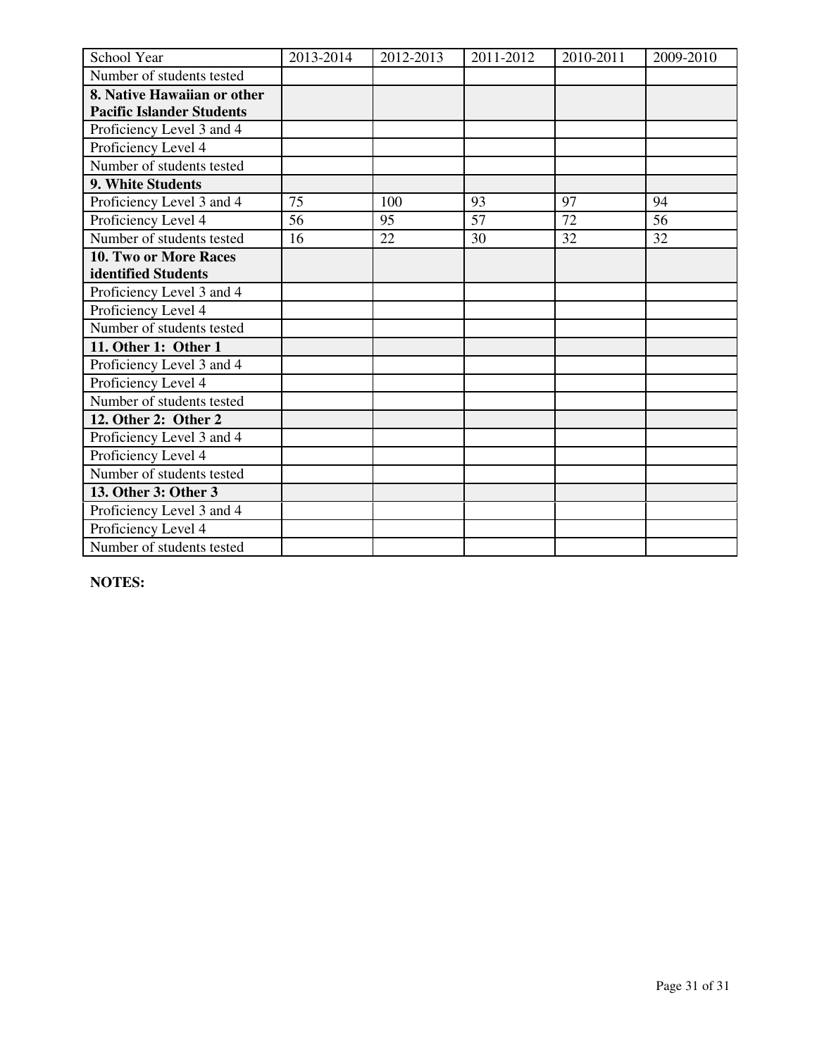| School Year | 2013-2014 | 2012-2013 | 2011-2012 | 2010-2011 | 2009-2010 |
|---|---|---|---|---|---|
| Number of students tested | | | | | |
| **8. Native Hawaiian or other Pacific Islander Students** | | | | | |
| Proficiency Level 3 and 4 | | | | | |
| Proficiency Level 4 | | | | | |
| Number of students tested | | | | | |
| **9. White Students** | | | | | |
| Proficiency Level 3 and 4 | 75 | 100 | 93 | 97 | 94 |
| Proficiency Level 4 | 56 | 95 | 57 | 72 | 56 |
| Number of students tested | 16 | 22 | 30 | 32 | 32 |
| **10. Two or More Races identified Students** | | | | | |
| Proficiency Level 3 and 4 | | | | | |
| Proficiency Level 4 | | | | | |
| Number of students tested | | | | | |
| **11. Other 1: Other 1** | | | | | |
| Proficiency Level 3 and 4 | | | | | |
| Proficiency Level 4 | | | | | |
| Number of students tested | | | | | |
| **12. Other 2: Other 2** | | | | | |
| Proficiency Level 3 and 4 | | | | | |
| Proficiency Level 4 | | | | | |
| Number of students tested | | | | | |
| **13. Other 3: Other 3** | | | | | |
| Proficiency Level 3 and 4 | | | | | |
| Proficiency Level 4 | | | | | |
| Number of students tested | | | | | |

**NOTES:**